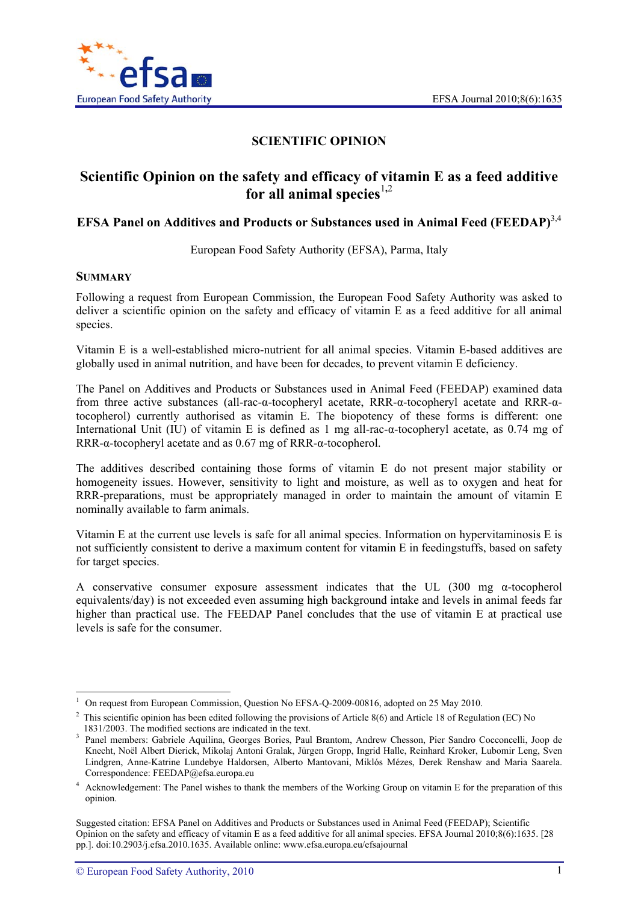# SCIENTIFIC OPINION

## Scientific Opinion on the safety and efficacy of vitamin E as a feed additive for all animal species[1,2]

### EFSA Panel on Additives and Products or Substances used in Animal Feed (FEEDAP)[3,4]

European Food Safety Authority (EFSA), Parma, Italy

## SUMMARY

Following a request from European Commission, the European Food Safety Authority was asked to deliver a scientific opinion on the safety and efficacy of vitamin E as a feed additive for all animal species.

Vitamin E is a well-established micro-nutrient for all animal species. Vitamin E-based additives are globally used in animal nutrition, and have been for decades, to prevent vitamin E deficiency.

The Panel on Additives and Products or Substances used in Animal Feed (FEEDAP) examined data from three active substances (all-rac-α-tocopheryl acetate, RRR-α-tocopheryl acetate and RRR-α-tocopherol) currently authorised as vitamin E. The biopotency of these forms is different: one International Unit (IU) of vitamin E is defined as 1 mg all-rac-α-tocopheryl acetate, as 0.74 mg of RRR-α-tocopheryl acetate and as 0.67 mg of RRR-α-tocopherol.

The additives described containing those forms of vitamin E do not present major stability or homogeneity issues. However, sensitivity to light and moisture, as well as to oxygen and heat for RRR-preparations, must be appropriately managed in order to maintain the amount of vitamin E nominally available to farm animals.

Vitamin E at the current use levels is safe for all animal species. Information on hypervitaminosis E is not sufficiently consistent to derive a maximum content for vitamin E in feedingstuffs, based on safety for target species.

A conservative consumer exposure assessment indicates that the UL (300 mg α-tocopherol equivalents/day) is not exceeded even assuming high background intake and levels in animal feeds far higher than practical use. The FEEDAP Panel concludes that the use of vitamin E at practical use levels is safe for the consumer.

---

[1] On request from European Commission, Question No EFSA-Q-2009-00816, adopted on 25 May 2010.

[2] This scientific opinion has been edited following the provisions of Article 8(6) and Article 18 of Regulation (EC) No 1831/2003. The modified sections are indicated in the text.

[3] Panel members: Gabriele Aquilina, Georges Bories, Paul Brantom, Andrew Chesson, Pier Sandro Cocconcelli, Joop de Knecht, Noël Albert Dierick, Mikolaj Antoni Gralak, Jürgen Gropp, Ingrid Halle, Reinhard Kroker, Lubomir Leng, Sven Lindgren, Anne-Katrine Lundebye Haldorsen, Alberto Mantovani, Miklós Mézes, Derek Renshaw and Maria Saarela. Correspondence: FEEDAP@efsa.europa.eu

[4] Acknowledgement: The Panel wishes to thank the members of the Working Group on vitamin E for the preparation of this opinion.

Suggested citation: EFSA Panel on Additives and Products or Substances used in Animal Feed (FEEDAP); Scientific Opinion on the safety and efficacy of vitamin E as a feed additive for all animal species. EFSA Journal 2010;8(6):1635. [28 pp.]. doi:10.2903/j.efsa.2010.1635. Available online: www.efsa.europa.eu/efsajournal

© European Food Safety Authority, 2010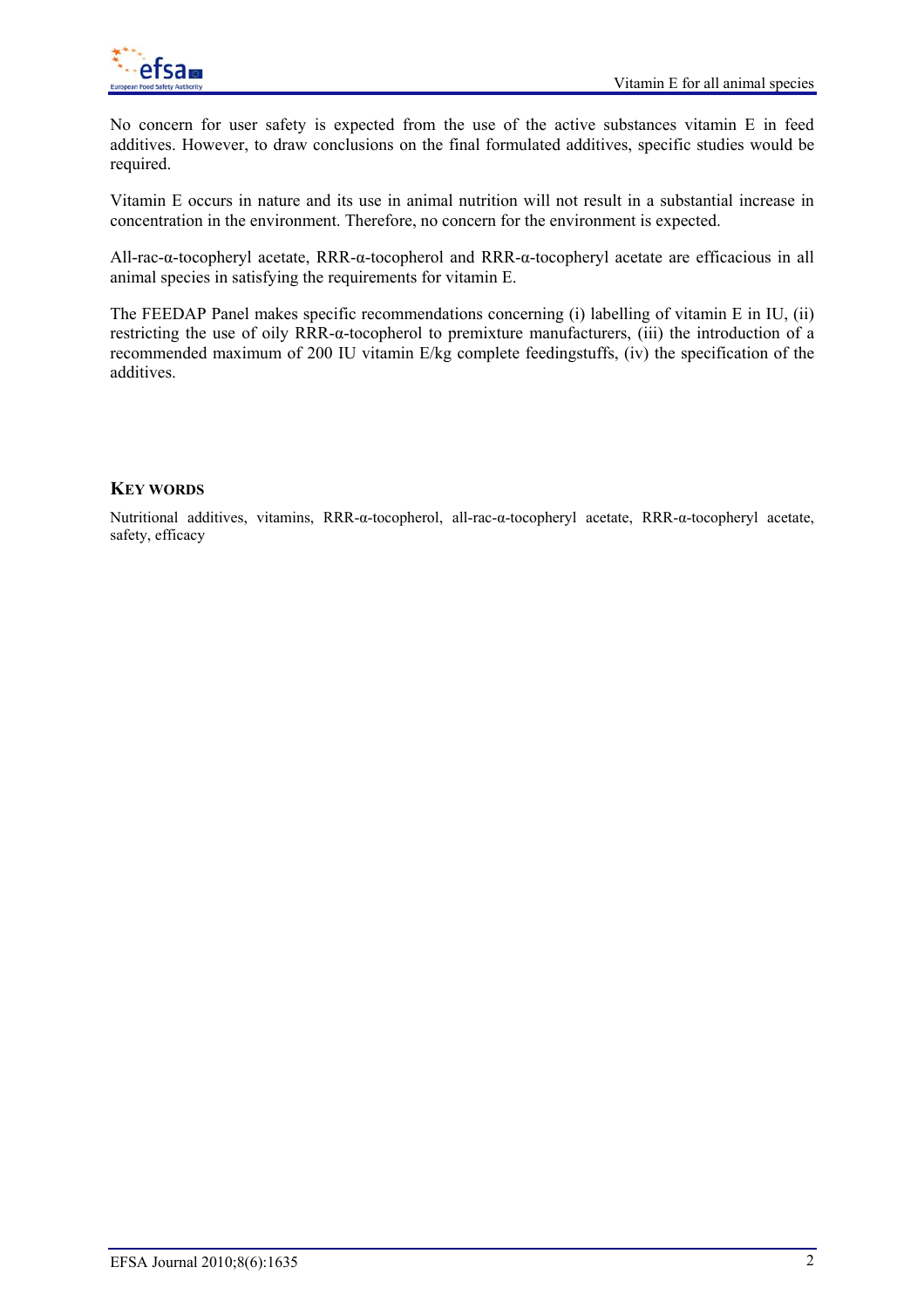No concern for user safety is expected from the use of the active substances vitamin E in feed additives. However, to draw conclusions on the final formulated additives, specific studies would be required.

Vitamin E occurs in nature and its use in animal nutrition will not result in a substantial increase in concentration in the environment. Therefore, no concern for the environment is expected.

All-rac-α-tocopheryl acetate, RRR-α-tocopherol and RRR-α-tocopheryl acetate are efficacious in all animal species in satisfying the requirements for vitamin E.

The FEEDAP Panel makes specific recommendations concerning (i) labelling of vitamin E in IU, (ii) restricting the use of oily RRR-α-tocopherol to premixture manufacturers, (iii) the introduction of a recommended maximum of 200 IU vitamin E/kg complete feedingstuffs, (iv) the specification of the additives.

## KEY WORDS

Nutritional additives, vitamins, RRR-α-tocopherol, all-rac-α-tocopheryl acetate, RRR-α-tocopheryl acetate, safety, efficacy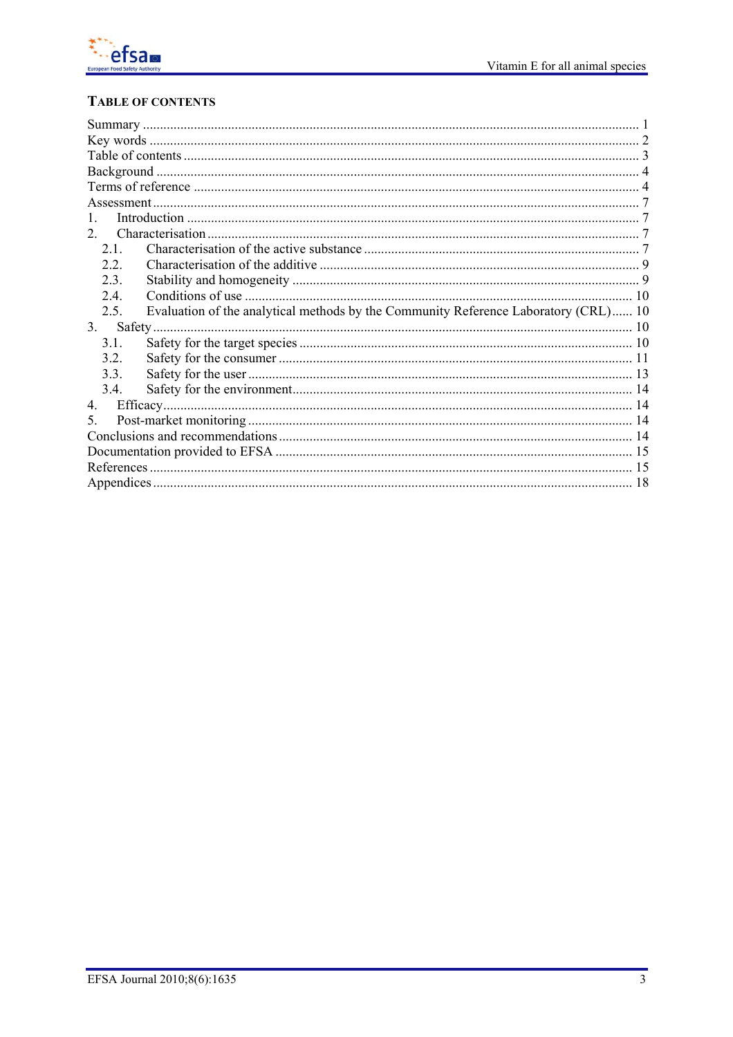## Table of Contents

Summary ..... 1
Key words ..... 2
Table of contents ..... 3
Background ..... 4
Terms of reference ..... 4
Assessment ..... 7
1. Introduction ..... 7
2. Characterisation ..... 7
   2.1. Characterisation of the active substance ..... 7
   2.2. Characterisation of the additive ..... 9
   2.3. Stability and homogeneity ..... 9
   2.4. Conditions of use ..... 10
   2.5. Evaluation of the analytical methods by the Community Reference Laboratory (CRL) ..... 10
3. Safety ..... 10
   3.1. Safety for the target species ..... 10
   3.2. Safety for the consumer ..... 11
   3.3. Safety for the user ..... 13
   3.4. Safety for the environment ..... 14
4. Efficacy ..... 14
5. Post-market monitoring ..... 14
Conclusions and recommendations ..... 14
Documentation provided to EFSA ..... 15
References ..... 15
Appendices ..... 18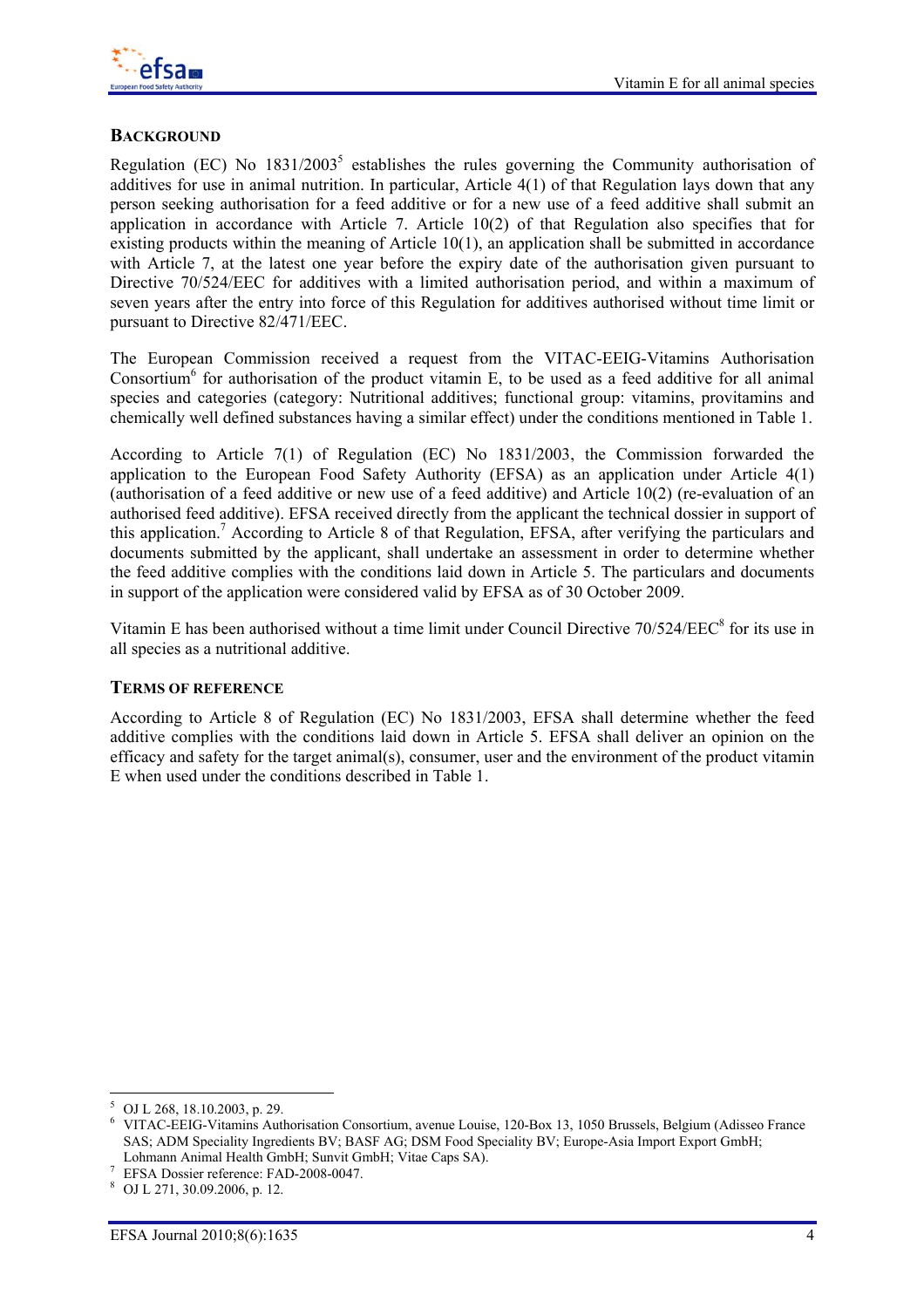## BACKGROUND

Regulation (EC) No 1831/2003[5] establishes the rules governing the Community authorisation of additives for use in animal nutrition. In particular, Article 4(1) of that Regulation lays down that any person seeking authorisation for a feed additive or for a new use of a feed additive shall submit an application in accordance with Article 7. Article 10(2) of that Regulation also specifies that for existing products within the meaning of Article 10(1), an application shall be submitted in accordance with Article 7, at the latest one year before the expiry date of the authorisation given pursuant to Directive 70/524/EEC for additives with a limited authorisation period, and within a maximum of seven years after the entry into force of this Regulation for additives authorised without time limit or pursuant to Directive 82/471/EEC.

The European Commission received a request from the VITAC-EEIG-Vitamins Authorisation Consortium[6] for authorisation of the product vitamin E, to be used as a feed additive for all animal species and categories (category: Nutritional additives; functional group: vitamins, provitamins and chemically well defined substances having a similar effect) under the conditions mentioned in Table 1.

According to Article 7(1) of Regulation (EC) No 1831/2003, the Commission forwarded the application to the European Food Safety Authority (EFSA) as an application under Article 4(1) (authorisation of a feed additive or new use of a feed additive) and Article 10(2) (re-evaluation of an authorised feed additive). EFSA received directly from the applicant the technical dossier in support of this application.[7] According to Article 8 of that Regulation, EFSA, after verifying the particulars and documents submitted by the applicant, shall undertake an assessment in order to determine whether the feed additive complies with the conditions laid down in Article 5. The particulars and documents in support of the application were considered valid by EFSA as of 30 October 2009.

Vitamin E has been authorised without a time limit under Council Directive 70/524/EEC[8] for its use in all species as a nutritional additive.

## TERMS OF REFERENCE

According to Article 8 of Regulation (EC) No 1831/2003, EFSA shall determine whether the feed additive complies with the conditions laid down in Article 5. EFSA shall deliver an opinion on the efficacy and safety for the target animal(s), consumer, user and the environment of the product vitamin E when used under the conditions described in Table 1.

---

[5] OJ L 268, 18.10.2003, p. 29.

[6] VITAC-EEIG-Vitamins Authorisation Consortium, avenue Louise, 120-Box 13, 1050 Brussels, Belgium (Adisseo France SAS; ADM Speciality Ingredients BV; BASF AG; DSM Food Speciality BV; Europe-Asia Import Export GmbH; Lohmann Animal Health GmbH; Sunvit GmbH; Vitae Caps SA).

[7] EFSA Dossier reference: FAD-2008-0047.

[8] OJ L 271, 30.09.2006, p. 12.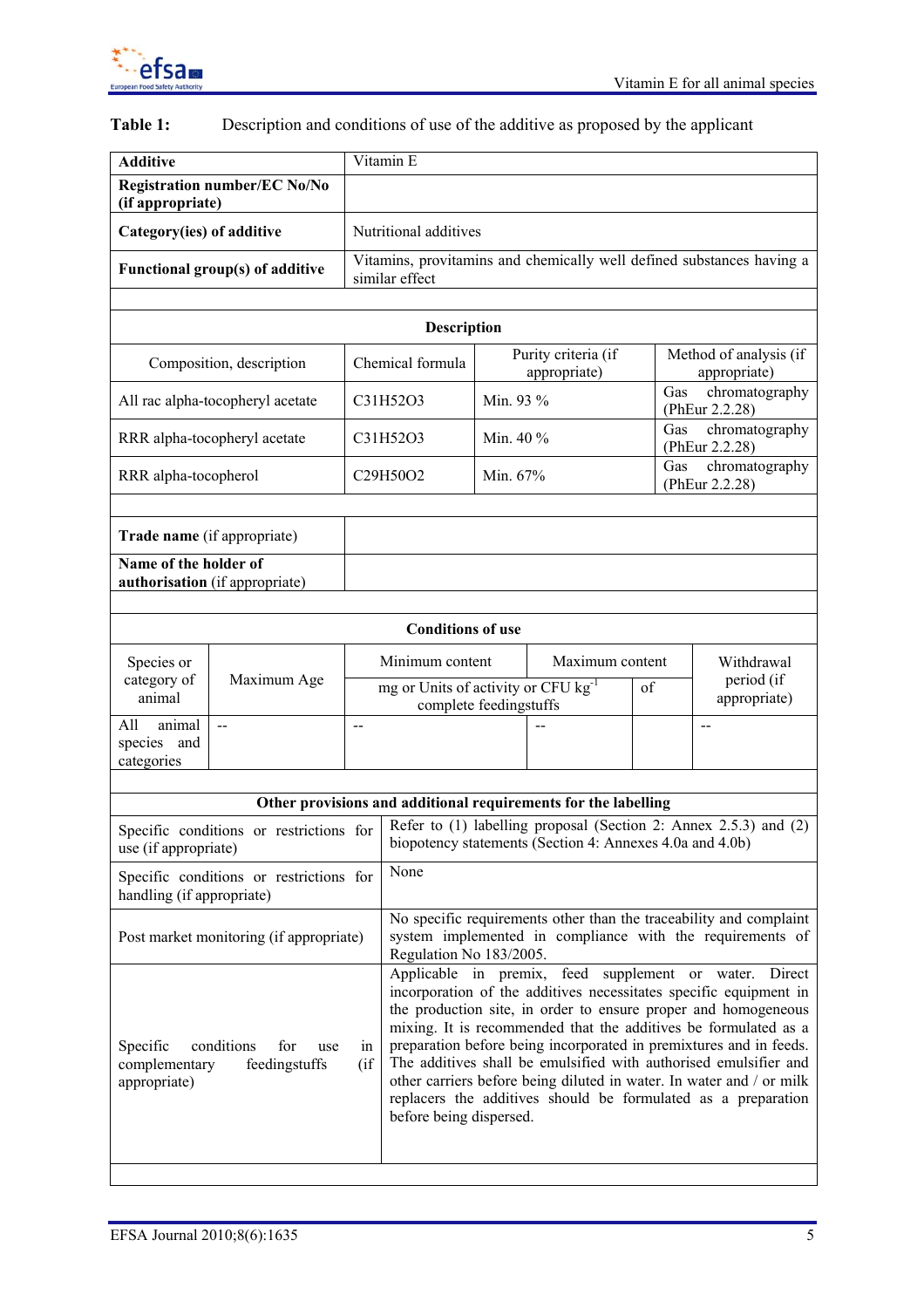**Table 1:** Description and conditions of use of the additive as proposed by the applicant

| **Additive** | Vitamin E | | |
|---|---|---|---|
| **Registration number/EC No/No (if appropriate)** | | | |
| **Category(ies) of additive** | Nutritional additives | | |
| **Functional group(s) of additive** | Vitamins, provitamins and chemically well defined substances having a similar effect | | |
| | | | |
| **Description** | | | |
| Composition, description | Chemical formula | Purity criteria (if appropriate) | Method of analysis (if appropriate) |
| All rac alpha-tocopheryl acetate | $C_{31}H_{52}O_3$ | Min. 93 % | Gas chromatography (PhEur 2.2.28) |
| RRR alpha-tocopheryl acetate | $C_{31}H_{52}O_3$ | Min. 40 % | Gas chromatography (PhEur 2.2.28) |
| RRR alpha-tocopherol | $C_{29}H_{50}O_2$ | Min. 67% | Gas chromatography (PhEur 2.2.28) |
| | | | |
| **Trade name** (if appropriate) | | | |
| **Name of the holder of authorisation** (if appropriate) | | | |

| **Conditions of use** | | | | |
|---|---|---|---|---|
| Species or category of animal | Maximum Age | Minimum content | Maximum content | Withdrawal period (if appropriate) |
| | | mg or Units of activity or CFU $kg^{-1}$ of complete feedingstuffs | | |
| All animal species and categories | -- | -- | -- | -- |

| **Other provisions and additional requirements for the labelling** | |
|---|---|
| Specific conditions or restrictions for use (if appropriate) | Refer to (1) labelling proposal (Section 2: Annex 2.5.3) and (2) biopotency statements (Section 4: Annexes 4.0a and 4.0b) |
| Specific conditions or restrictions for handling (if appropriate) | None |
| Post market monitoring (if appropriate) | No specific requirements other than the traceability and complaint system implemented in compliance with the requirements of Regulation No 183/2005. |
| Specific conditions for use in complementary feedingstuffs (if appropriate) | Applicable in premix, feed supplement or water. Direct incorporation of the additives necessitates specific equipment in the production site, in order to ensure proper and homogeneous mixing. It is recommended that the additives be formulated as a preparation before being incorporated in premixtures and in feeds. The additives shall be emulsified with authorised emulsifier and other carriers before being diluted in water. In water and / or milk replacers the additives should be formulated as a preparation before being dispersed. |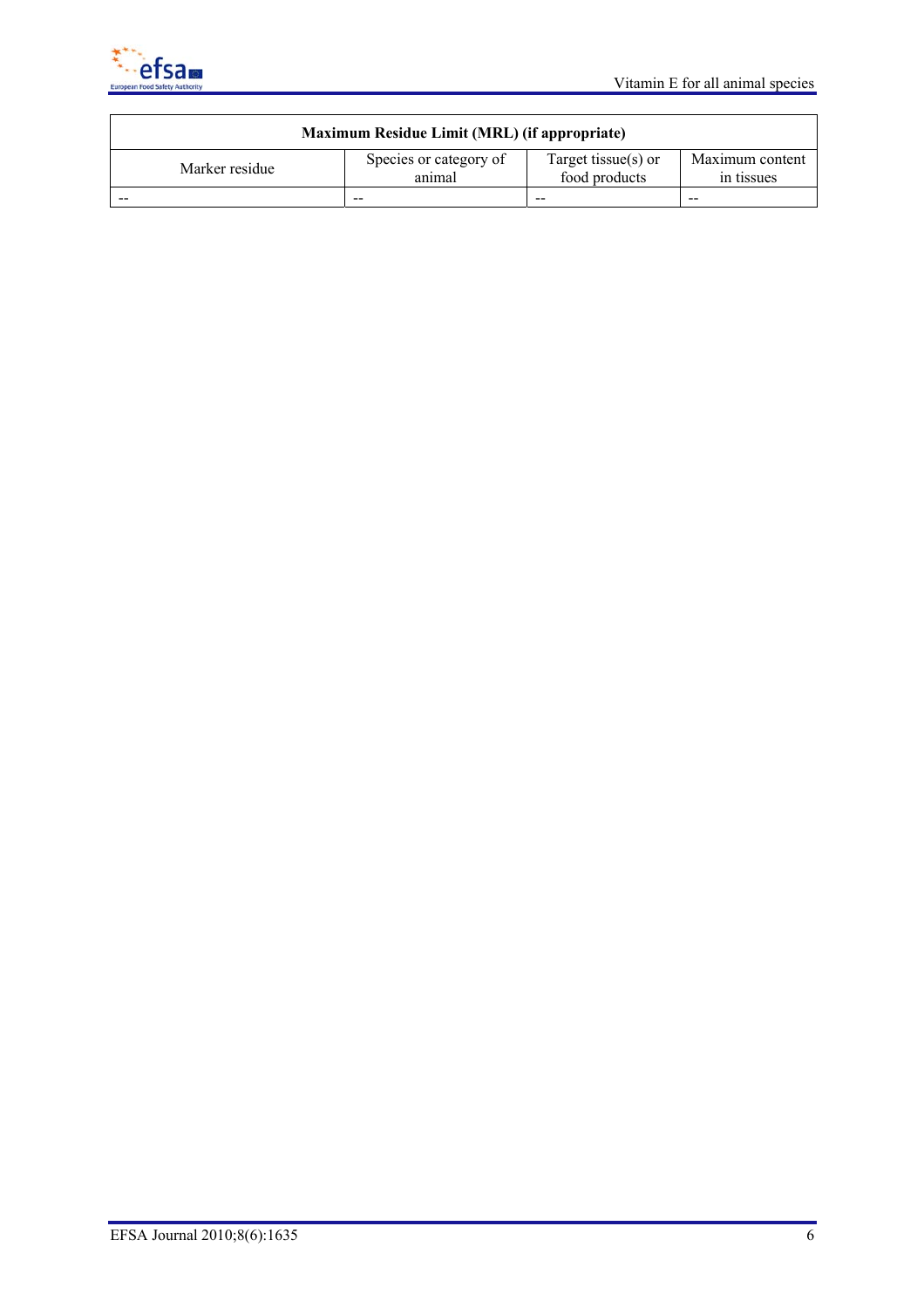| Maximum Residue Limit (MRL) (if appropriate) | | | |
|---|---|---|---|
| Marker residue | Species or category of animal | Target tissue(s) or food products | Maximum content in tissues |
| -- | -- | -- | -- |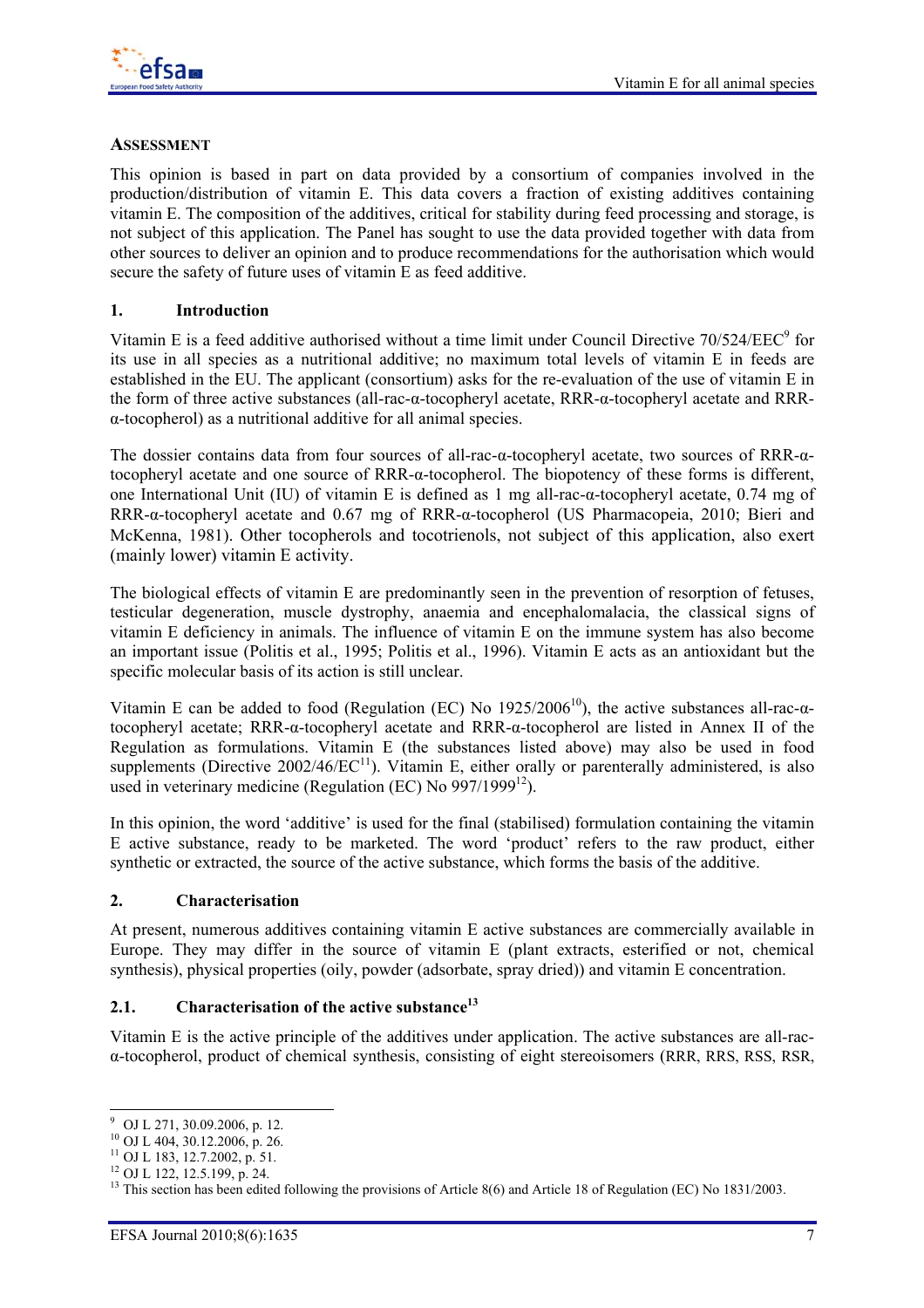**ASSESSMENT**

This opinion is based in part on data provided by a consortium of companies involved in the production/distribution of vitamin E. This data covers a fraction of existing additives containing vitamin E. The composition of the additives, critical for stability during feed processing and storage, is not subject of this application. The Panel has sought to use the data provided together with data from other sources to deliver an opinion and to produce recommendations for the authorisation which would secure the safety of future uses of vitamin E as feed additive.

## 1. Introduction

Vitamin E is a feed additive authorised without a time limit under Council Directive 70/524/EEC[9] for its use in all species as a nutritional additive; no maximum total levels of vitamin E in feeds are established in the EU. The applicant (consortium) asks for the re-evaluation of the use of vitamin E in the form of three active substances (all-rac-α-tocopheryl acetate, RRR-α-tocopheryl acetate and RRR-α-tocopherol) as a nutritional additive for all animal species.

The dossier contains data from four sources of all-rac-α-tocopheryl acetate, two sources of RRR-α-tocopheryl acetate and one source of RRR-α-tocopherol. The biopotency of these forms is different, one International Unit (IU) of vitamin E is defined as 1 mg all-rac-α-tocopheryl acetate, 0.74 mg of RRR-α-tocopheryl acetate and 0.67 mg of RRR-α-tocopherol (US Pharmacopeia, 2010; Bieri and McKenna, 1981). Other tocopherols and tocotrienols, not subject of this application, also exert (mainly lower) vitamin E activity.

The biological effects of vitamin E are predominantly seen in the prevention of resorption of fetuses, testicular degeneration, muscle dystrophy, anaemia and encephalomalacia, the classical signs of vitamin E deficiency in animals. The influence of vitamin E on the immune system has also become an important issue (Politis et al., 1995; Politis et al., 1996). Vitamin E acts as an antioxidant but the specific molecular basis of its action is still unclear.

Vitamin E can be added to food (Regulation (EC) No 1925/2006[10]), the active substances all-rac-α-tocopheryl acetate; RRR-α-tocopheryl acetate and RRR-α-tocopherol are listed in Annex II of the Regulation as formulations. Vitamin E (the substances listed above) may also be used in food supplements (Directive 2002/46/EC[11]). Vitamin E, either orally or parenterally administered, is also used in veterinary medicine (Regulation (EC) No 997/1999[12]).

In this opinion, the word 'additive' is used for the final (stabilised) formulation containing the vitamin E active substance, ready to be marketed. The word 'product' refers to the raw product, either synthetic or extracted, the source of the active substance, which forms the basis of the additive.

## 2. Characterisation

At present, numerous additives containing vitamin E active substances are commercially available in Europe. They may differ in the source of vitamin E (plant extracts, esterified or not, chemical synthesis), physical properties (oily, powder (adsorbate, spray dried)) and vitamin E concentration.

### 2.1. Characterisation of the active substance[13]

Vitamin E is the active principle of the additives under application. The active substances are all-rac-α-tocopherol, product of chemical synthesis, consisting of eight stereoisomers (RRR, RRS, RSS, RSR,

---

[9] OJ L 271, 30.09.2006, p. 12.

[10] OJ L 404, 30.12.2006, p. 26.

[11] OJ L 183, 12.7.2002, p. 51.

[12] OJ L 122, 12.5.199, p. 24.

[13] This section has been edited following the provisions of Article 8(6) and Article 18 of Regulation (EC) No 1831/2003.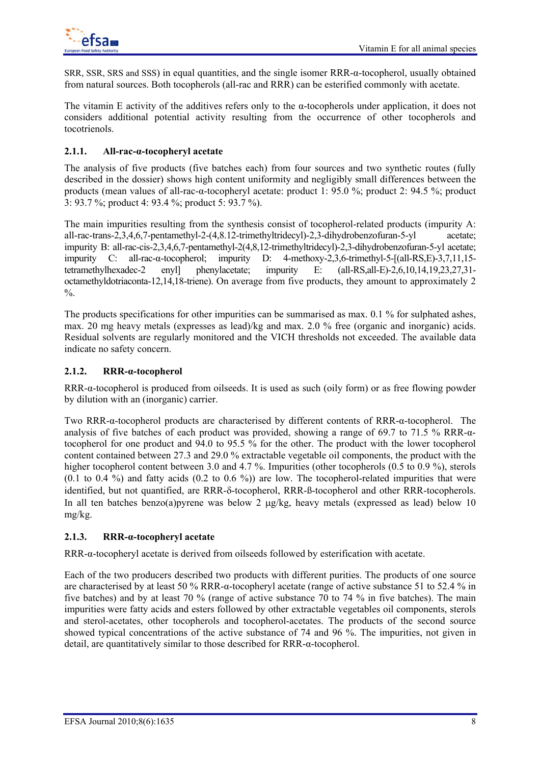SRR, SSR, SRS and SSS) in equal quantities, and the single isomer RRR-α-tocopherol, usually obtained from natural sources. Both tocopherols (all-rac and RRR) can be esterified commonly with acetate.

The vitamin E activity of the additives refers only to the α-tocopherols under application, it does not considers additional potential activity resulting from the occurrence of other tocopherols and tocotrienols.

### 2.1.1. All-rac-α-tocopheryl acetate

The analysis of five products (five batches each) from four sources and two synthetic routes (fully described in the dossier) shows high content uniformity and negligibly small differences between the products (mean values of all-rac-α-tocopheryl acetate: product 1: 95.0 %; product 2: 94.5 %; product 3: 93.7 %; product 4: 93.4 %; product 5: 93.7 %).

The main impurities resulting from the synthesis consist of tocopherol-related products (impurity A: all-rac-trans-2,3,4,6,7-pentamethyl-2-(4,8.12-trimethyltridecyl)-2,3-dihydrobenzofuran-5-yl acetate; impurity B: all-rac-cis-2,3,4,6,7-pentamethyl-2(4,8,12-trimethyltridecyl)-2,3-dihydrobenzofuran-5-yl acetate; impurity C: all-rac-α-tocopherol; impurity D: 4-methoxy-2,3,6-trimethyl-5-[(all-RS,E)-3,7,11,15-tetramethylhexadec-2 enyl] phenylacetate; impurity E: (all-RS,all-E)-2,6,10,14,19,23,27,31-octamethyldotriaconta-12,14,18-triene). On average from five products, they amount to approximately 2 %.

The products specifications for other impurities can be summarised as max. 0.1 % for sulphated ashes, max. 20 mg heavy metals (expresses as lead)/kg and max. 2.0 % free (organic and inorganic) acids. Residual solvents are regularly monitored and the VICH thresholds not exceeded. The available data indicate no safety concern.

### 2.1.2. RRR-α-tocopherol

RRR-α-tocopherol is produced from oilseeds. It is used as such (oily form) or as free flowing powder by dilution with an (inorganic) carrier.

Two RRR-α-tocopherol products are characterised by different contents of RRR-α-tocopherol. The analysis of five batches of each product was provided, showing a range of 69.7 to 71.5 % RRR-α-tocopherol for one product and 94.0 to 95.5 % for the other. The product with the lower tocopherol content contained between 27.3 and 29.0 % extractable vegetable oil components, the product with the higher tocopherol content between 3.0 and 4.7 %. Impurities (other tocopherols (0.5 to 0.9 %), sterols (0.1 to 0.4 %) and fatty acids (0.2 to 0.6 %)) are low. The tocopherol-related impurities that were identified, but not quantified, are RRR-δ-tocopherol, RRR-ß-tocopherol and other RRR-tocopherols. In all ten batches benzo(a)pyrene was below 2 µg/kg, heavy metals (expressed as lead) below 10 mg/kg.

### 2.1.3. RRR-α-tocopheryl acetate

RRR-α-tocopheryl acetate is derived from oilseeds followed by esterification with acetate.

Each of the two producers described two products with different purities. The products of one source are characterised by at least 50 % RRR-α-tocopheryl acetate (range of active substance 51 to 52.4 % in five batches) and by at least 70 % (range of active substance 70 to 74 % in five batches). The main impurities were fatty acids and esters followed by other extractable vegetables oil components, sterols and sterol-acetates, other tocopherols and tocopherol-acetates. The products of the second source showed typical concentrations of the active substance of 74 and 96 %. The impurities, not given in detail, are quantitatively similar to those described for RRR-α-tocopherol.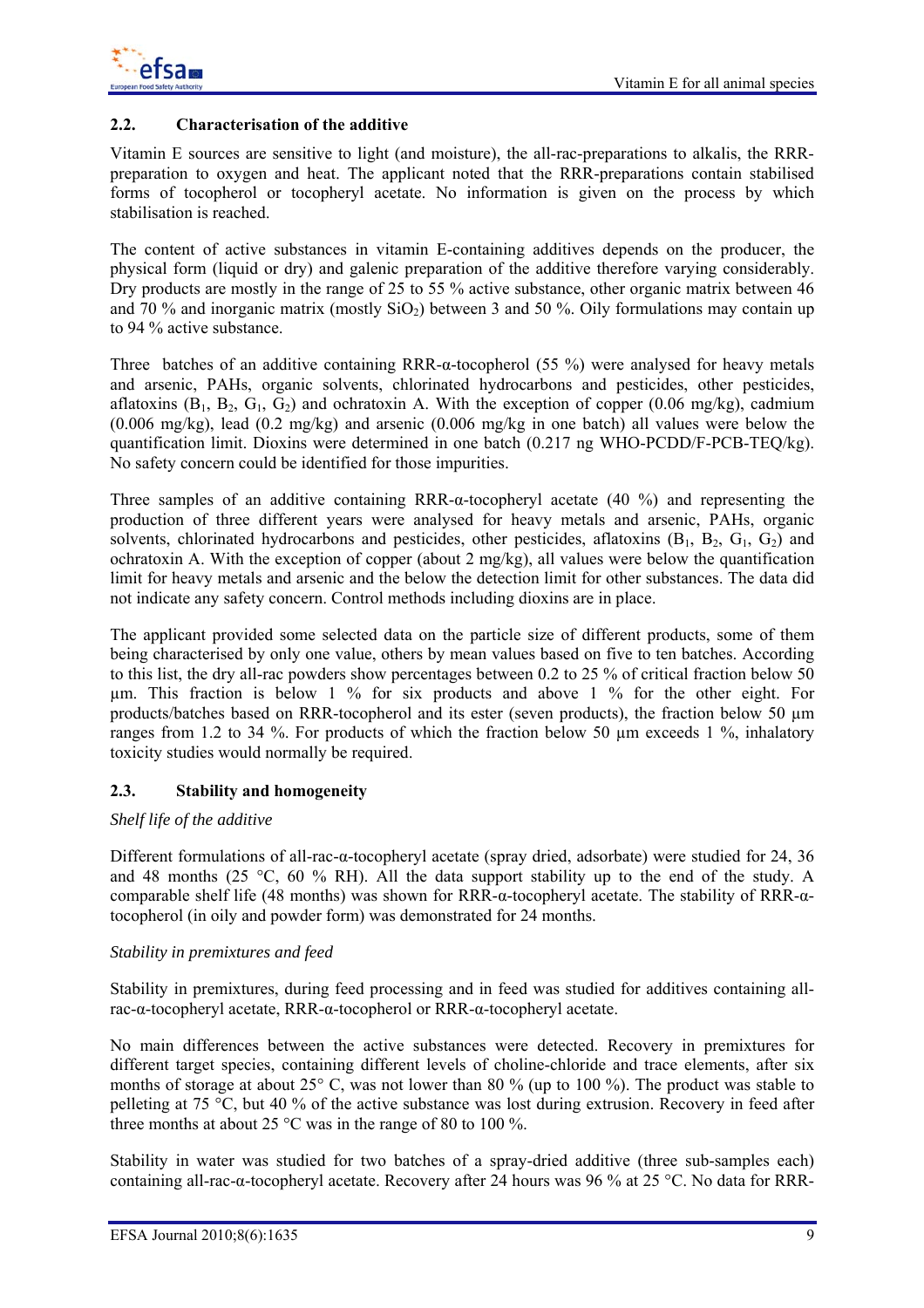## 2.2. Characterisation of the additive

Vitamin E sources are sensitive to light (and moisture), the all-rac-preparations to alkalis, the RRR-preparation to oxygen and heat. The applicant noted that the RRR-preparations contain stabilised forms of tocopherol or tocopheryl acetate. No information is given on the process by which stabilisation is reached.

The content of active substances in vitamin E-containing additives depends on the producer, the physical form (liquid or dry) and galenic preparation of the additive therefore varying considerably. Dry products are mostly in the range of 25 to 55 % active substance, other organic matrix between 46 and 70 % and inorganic matrix (mostly $SiO_2$) between 3 and 50 %. Oily formulations may contain up to 94 % active substance.

Three batches of an additive containing RRR-α-tocopherol (55 %) were analysed for heavy metals and arsenic, PAHs, organic solvents, chlorinated hydrocarbons and pesticides, other pesticides, aflatoxins ($B_1$, $B_2$, $G_1$, $G_2$) and ochratoxin A. With the exception of copper (0.06 mg/kg), cadmium (0.006 mg/kg), lead (0.2 mg/kg) and arsenic (0.006 mg/kg in one batch) all values were below the quantification limit. Dioxins were determined in one batch (0.217 ng WHO-PCDD/F-PCB-TEQ/kg). No safety concern could be identified for those impurities.

Three samples of an additive containing RRR-α-tocopheryl acetate (40 %) and representing the production of three different years were analysed for heavy metals and arsenic, PAHs, organic solvents, chlorinated hydrocarbons and pesticides, other pesticides, aflatoxins ($B_1$, $B_2$, $G_1$, $G_2$) and ochratoxin A. With the exception of copper (about 2 mg/kg), all values were below the quantification limit for heavy metals and arsenic and the below the detection limit for other substances. The data did not indicate any safety concern. Control methods including dioxins are in place.

The applicant provided some selected data on the particle size of different products, some of them being characterised by only one value, others by mean values based on five to ten batches. According to this list, the dry all-rac powders show percentages between 0.2 to 25 % of critical fraction below 50 µm. This fraction is below 1 % for six products and above 1 % for the other eight. For products/batches based on RRR-tocopherol and its ester (seven products), the fraction below 50 µm ranges from 1.2 to 34 %. For products of which the fraction below 50 µm exceeds 1 %, inhalatory toxicity studies would normally be required.

## 2.3. Stability and homogeneity

*Shelf life of the additive*

Different formulations of all-rac-α-tocopheryl acetate (spray dried, adsorbate) were studied for 24, 36 and 48 months (25 °C, 60 % RH). All the data support stability up to the end of the study. A comparable shelf life (48 months) was shown for RRR-α-tocopheryl acetate. The stability of RRR-α-tocopherol (in oily and powder form) was demonstrated for 24 months.

*Stability in premixtures and feed*

Stability in premixtures, during feed processing and in feed was studied for additives containing all-rac-α-tocopheryl acetate, RRR-α-tocopherol or RRR-α-tocopheryl acetate.

No main differences between the active substances were detected. Recovery in premixtures for different target species, containing different levels of choline-chloride and trace elements, after six months of storage at about 25° C, was not lower than 80 % (up to 100 %). The product was stable to pelleting at 75 °C, but 40 % of the active substance was lost during extrusion. Recovery in feed after three months at about 25 °C was in the range of 80 to 100 %.

Stability in water was studied for two batches of a spray-dried additive (three sub-samples each) containing all-rac-α-tocopheryl acetate. Recovery after 24 hours was 96 % at 25 °C. No data for RRR-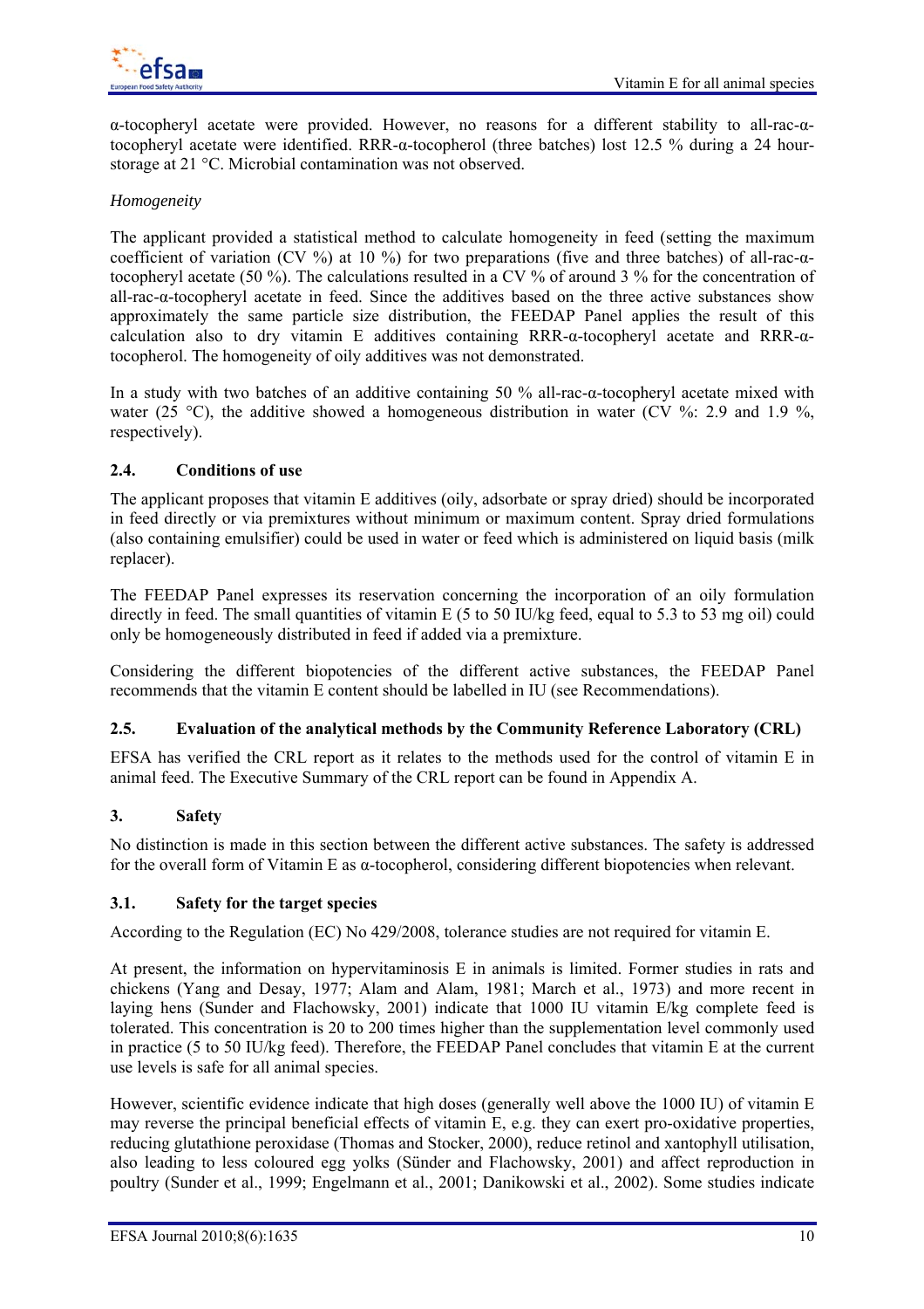α-tocopheryl acetate were provided. However, no reasons for a different stability to all-rac-α-tocopheryl acetate were identified. RRR-α-tocopherol (three batches) lost 12.5 % during a 24 hour-storage at 21 °C. Microbial contamination was not observed.

*Homogeneity*

The applicant provided a statistical method to calculate homogeneity in feed (setting the maximum coefficient of variation (CV %) at 10 %) for two preparations (five and three batches) of all-rac-α-tocopheryl acetate (50 %). The calculations resulted in a CV % of around 3 % for the concentration of all-rac-α-tocopheryl acetate in feed. Since the additives based on the three active substances show approximately the same particle size distribution, the FEEDAP Panel applies the result of this calculation also to dry vitamin E additives containing RRR-α-tocopheryl acetate and RRR-α-tocopherol. The homogeneity of oily additives was not demonstrated.

In a study with two batches of an additive containing 50 % all-rac-α-tocopheryl acetate mixed with water (25 °C), the additive showed a homogeneous distribution in water (CV %: 2.9 and 1.9 %, respectively).

## 2.4. Conditions of use

The applicant proposes that vitamin E additives (oily, adsorbate or spray dried) should be incorporated in feed directly or via premixtures without minimum or maximum content. Spray dried formulations (also containing emulsifier) could be used in water or feed which is administered on liquid basis (milk replacer).

The FEEDAP Panel expresses its reservation concerning the incorporation of an oily formulation directly in feed. The small quantities of vitamin E (5 to 50 IU/kg feed, equal to 5.3 to 53 mg oil) could only be homogeneously distributed in feed if added via a premixture.

Considering the different biopotencies of the different active substances, the FEEDAP Panel recommends that the vitamin E content should be labelled in IU (see Recommendations).

## 2.5. Evaluation of the analytical methods by the Community Reference Laboratory (CRL)

EFSA has verified the CRL report as it relates to the methods used for the control of vitamin E in animal feed. The Executive Summary of the CRL report can be found in Appendix A.

# 3. Safety

No distinction is made in this section between the different active substances. The safety is addressed for the overall form of Vitamin E as α-tocopherol, considering different biopotencies when relevant.

## 3.1. Safety for the target species

According to the Regulation (EC) No 429/2008, tolerance studies are not required for vitamin E.

At present, the information on hypervitaminosis E in animals is limited. Former studies in rats and chickens (Yang and Desay, 1977; Alam and Alam, 1981; March et al., 1973) and more recent in laying hens (Sunder and Flachowsky, 2001) indicate that 1000 IU vitamin E/kg complete feed is tolerated. This concentration is 20 to 200 times higher than the supplementation level commonly used in practice (5 to 50 IU/kg feed). Therefore, the FEEDAP Panel concludes that vitamin E at the current use levels is safe for all animal species.

However, scientific evidence indicate that high doses (generally well above the 1000 IU) of vitamin E may reverse the principal beneficial effects of vitamin E, e.g. they can exert pro-oxidative properties, reducing glutathione peroxidase (Thomas and Stocker, 2000), reduce retinol and xantophyll utilisation, also leading to less coloured egg yolks (Sünder and Flachowsky, 2001) and affect reproduction in poultry (Sunder et al., 1999; Engelmann et al., 2001; Danikowski et al., 2002). Some studies indicate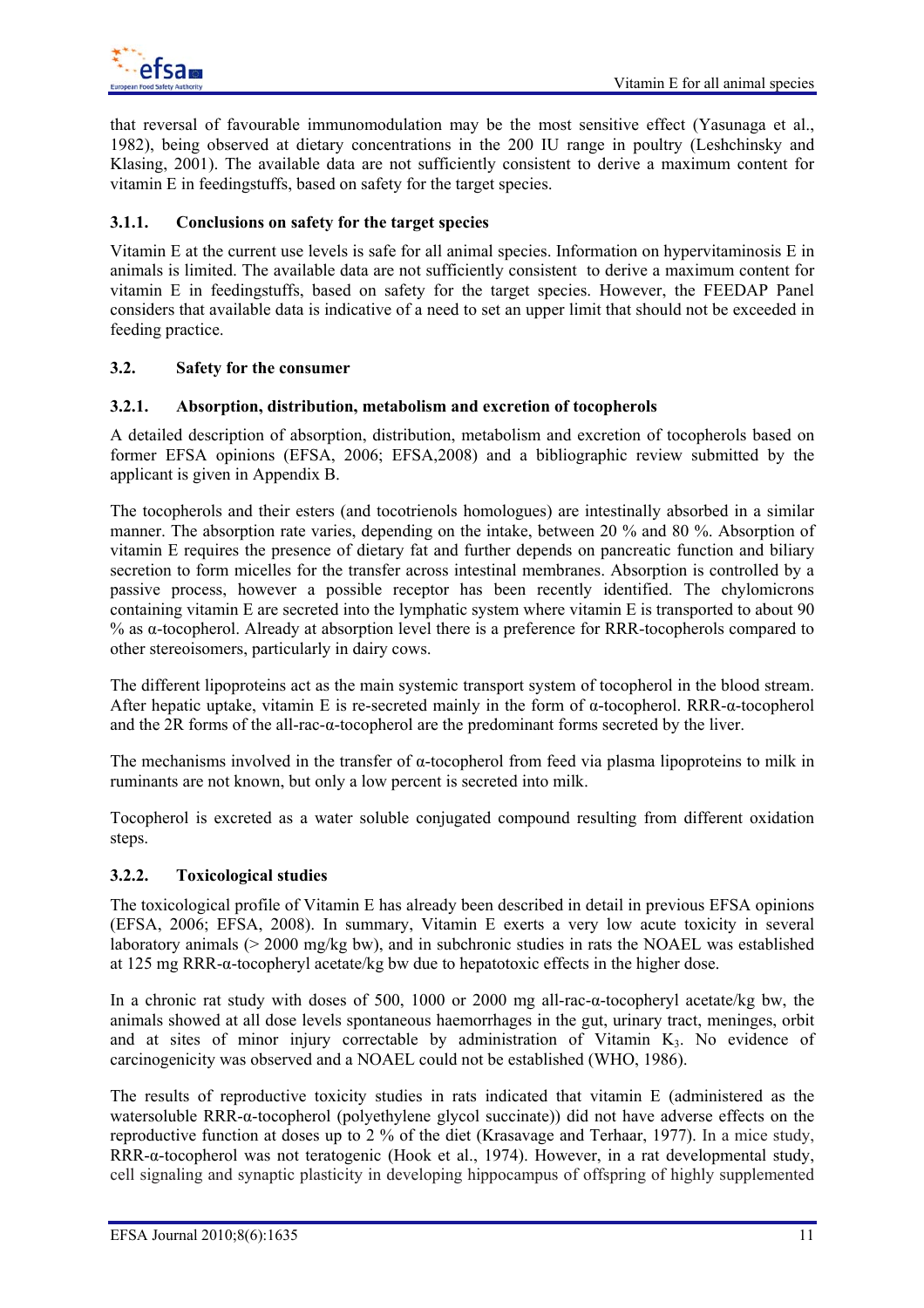that reversal of favourable immunomodulation may be the most sensitive effect (Yasunaga et al., 1982), being observed at dietary concentrations in the 200 IU range in poultry (Leshchinsky and Klasing, 2001). The available data are not sufficiently consistent to derive a maximum content for vitamin E in feedingstuffs, based on safety for the target species.

### 3.1.1. Conclusions on safety for the target species

Vitamin E at the current use levels is safe for all animal species. Information on hypervitaminosis E in animals is limited. The available data are not sufficiently consistent to derive a maximum content for vitamin E in feedingstuffs, based on safety for the target species. However, the FEEDAP Panel considers that available data is indicative of a need to set an upper limit that should not be exceeded in feeding practice.

## 3.2. Safety for the consumer

### 3.2.1. Absorption, distribution, metabolism and excretion of tocopherols

A detailed description of absorption, distribution, metabolism and excretion of tocopherols based on former EFSA opinions (EFSA, 2006; EFSA,2008) and a bibliographic review submitted by the applicant is given in Appendix B.

The tocopherols and their esters (and tocotrienols homologues) are intestinally absorbed in a similar manner. The absorption rate varies, depending on the intake, between 20 % and 80 %. Absorption of vitamin E requires the presence of dietary fat and further depends on pancreatic function and biliary secretion to form micelles for the transfer across intestinal membranes. Absorption is controlled by a passive process, however a possible receptor has been recently identified. The chylomicrons containing vitamin E are secreted into the lymphatic system where vitamin E is transported to about 90 % as α-tocopherol. Already at absorption level there is a preference for RRR-tocopherols compared to other stereoisomers, particularly in dairy cows.

The different lipoproteins act as the main systemic transport system of tocopherol in the blood stream. After hepatic uptake, vitamin E is re-secreted mainly in the form of α-tocopherol. RRR-α-tocopherol and the 2R forms of the all-rac-α-tocopherol are the predominant forms secreted by the liver.

The mechanisms involved in the transfer of α-tocopherol from feed via plasma lipoproteins to milk in ruminants are not known, but only a low percent is secreted into milk.

Tocopherol is excreted as a water soluble conjugated compound resulting from different oxidation steps.

### 3.2.2. Toxicological studies

The toxicological profile of Vitamin E has already been described in detail in previous EFSA opinions (EFSA, 2006; EFSA, 2008). In summary, Vitamin E exerts a very low acute toxicity in several laboratory animals (> 2000 mg/kg bw), and in subchronic studies in rats the NOAEL was established at 125 mg RRR-α-tocopheryl acetate/kg bw due to hepatotoxic effects in the higher dose.

In a chronic rat study with doses of 500, 1000 or 2000 mg all-rac-α-tocopheryl acetate/kg bw, the animals showed at all dose levels spontaneous haemorrhages in the gut, urinary tract, meninges, orbit and at sites of minor injury correctable by administration of Vitamin $K_3$. No evidence of carcinogenicity was observed and a NOAEL could not be established (WHO, 1986).

The results of reproductive toxicity studies in rats indicated that vitamin E (administered as the watersoluble RRR-α-tocopherol (polyethylene glycol succinate)) did not have adverse effects on the reproductive function at doses up to 2 % of the diet (Krasavage and Terhaar, 1977). In a mice study, RRR-α-tocopherol was not teratogenic (Hook et al., 1974). However, in a rat developmental study, cell signaling and synaptic plasticity in developing hippocampus of offspring of highly supplemented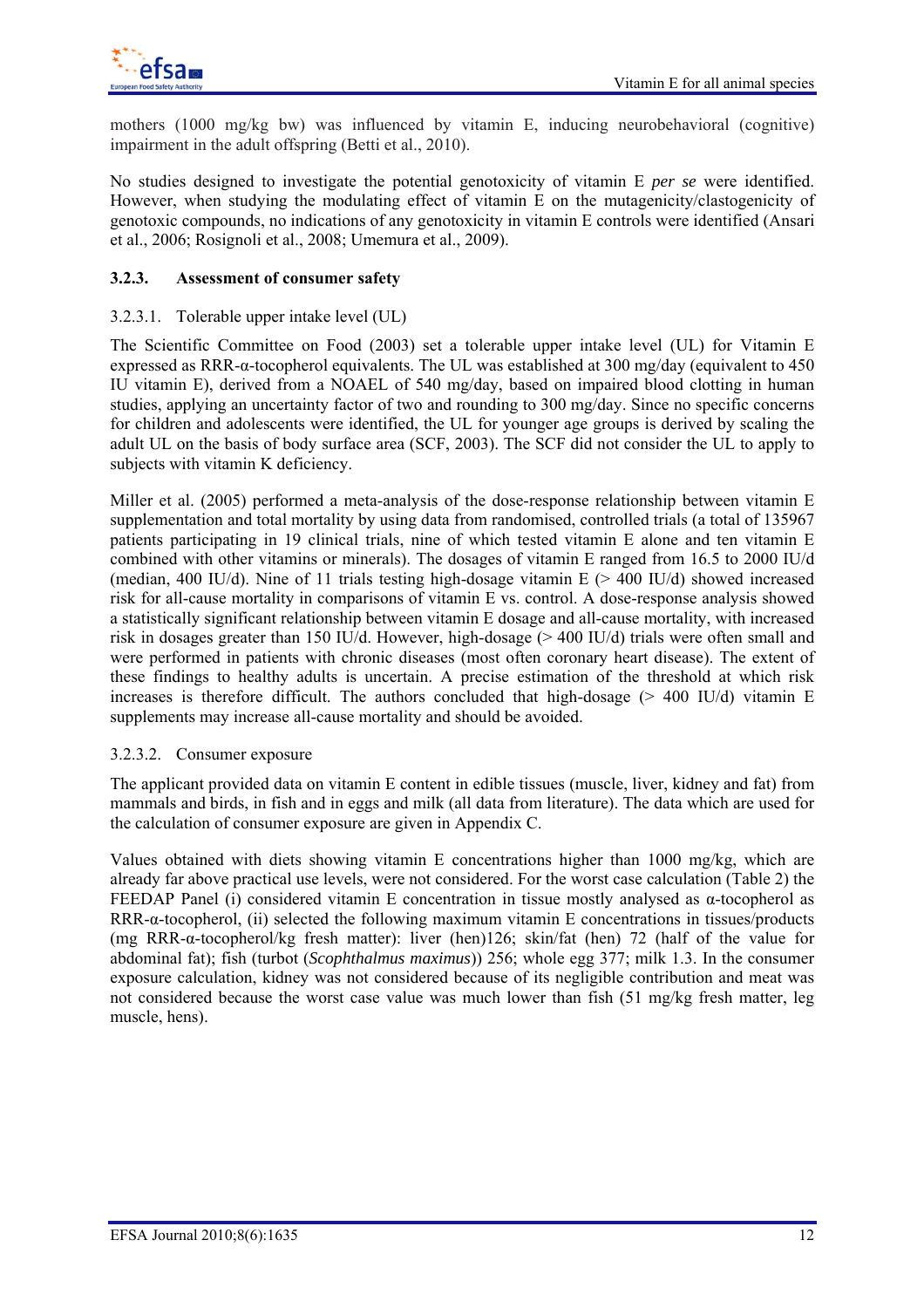mothers (1000 mg/kg bw) was influenced by vitamin E, inducing neurobehavioral (cognitive) impairment in the adult offspring (Betti et al., 2010).

No studies designed to investigate the potential genotoxicity of vitamin E *per se* were identified. However, when studying the modulating effect of vitamin E on the mutagenicity/clastogenicity of genotoxic compounds, no indications of any genotoxicity in vitamin E controls were identified (Ansari et al., 2006; Rosignoli et al., 2008; Umemura et al., 2009).

### 3.2.3. Assessment of consumer safety

#### 3.2.3.1. Tolerable upper intake level (UL)

The Scientific Committee on Food (2003) set a tolerable upper intake level (UL) for Vitamin E expressed as RRR-α-tocopherol equivalents. The UL was established at 300 mg/day (equivalent to 450 IU vitamin E), derived from a NOAEL of 540 mg/day, based on impaired blood clotting in human studies, applying an uncertainty factor of two and rounding to 300 mg/day. Since no specific concerns for children and adolescents were identified, the UL for younger age groups is derived by scaling the adult UL on the basis of body surface area (SCF, 2003). The SCF did not consider the UL to apply to subjects with vitamin K deficiency.

Miller et al. (2005) performed a meta-analysis of the dose-response relationship between vitamin E supplementation and total mortality by using data from randomised, controlled trials (a total of 135967 patients participating in 19 clinical trials, nine of which tested vitamin E alone and ten vitamin E combined with other vitamins or minerals). The dosages of vitamin E ranged from 16.5 to 2000 IU/d (median, 400 IU/d). Nine of 11 trials testing high-dosage vitamin E (> 400 IU/d) showed increased risk for all-cause mortality in comparisons of vitamin E vs. control. A dose-response analysis showed a statistically significant relationship between vitamin E dosage and all-cause mortality, with increased risk in dosages greater than 150 IU/d. However, high-dosage (> 400 IU/d) trials were often small and were performed in patients with chronic diseases (most often coronary heart disease). The extent of these findings to healthy adults is uncertain. A precise estimation of the threshold at which risk increases is therefore difficult. The authors concluded that high-dosage (> 400 IU/d) vitamin E supplements may increase all-cause mortality and should be avoided.

#### 3.2.3.2. Consumer exposure

The applicant provided data on vitamin E content in edible tissues (muscle, liver, kidney and fat) from mammals and birds, in fish and in eggs and milk (all data from literature). The data which are used for the calculation of consumer exposure are given in Appendix C.

Values obtained with diets showing vitamin E concentrations higher than 1000 mg/kg, which are already far above practical use levels, were not considered. For the worst case calculation (Table 2) the FEEDAP Panel (i) considered vitamin E concentration in tissue mostly analysed as α-tocopherol as RRR-α-tocopherol, (ii) selected the following maximum vitamin E concentrations in tissues/products (mg RRR-α-tocopherol/kg fresh matter): liver (hen)126; skin/fat (hen) 72 (half of the value for abdominal fat); fish (turbot (*Scophthalmus maximus*)) 256; whole egg 377; milk 1.3. In the consumer exposure calculation, kidney was not considered because of its negligible contribution and meat was not considered because the worst case value was much lower than fish (51 mg/kg fresh matter, leg muscle, hens).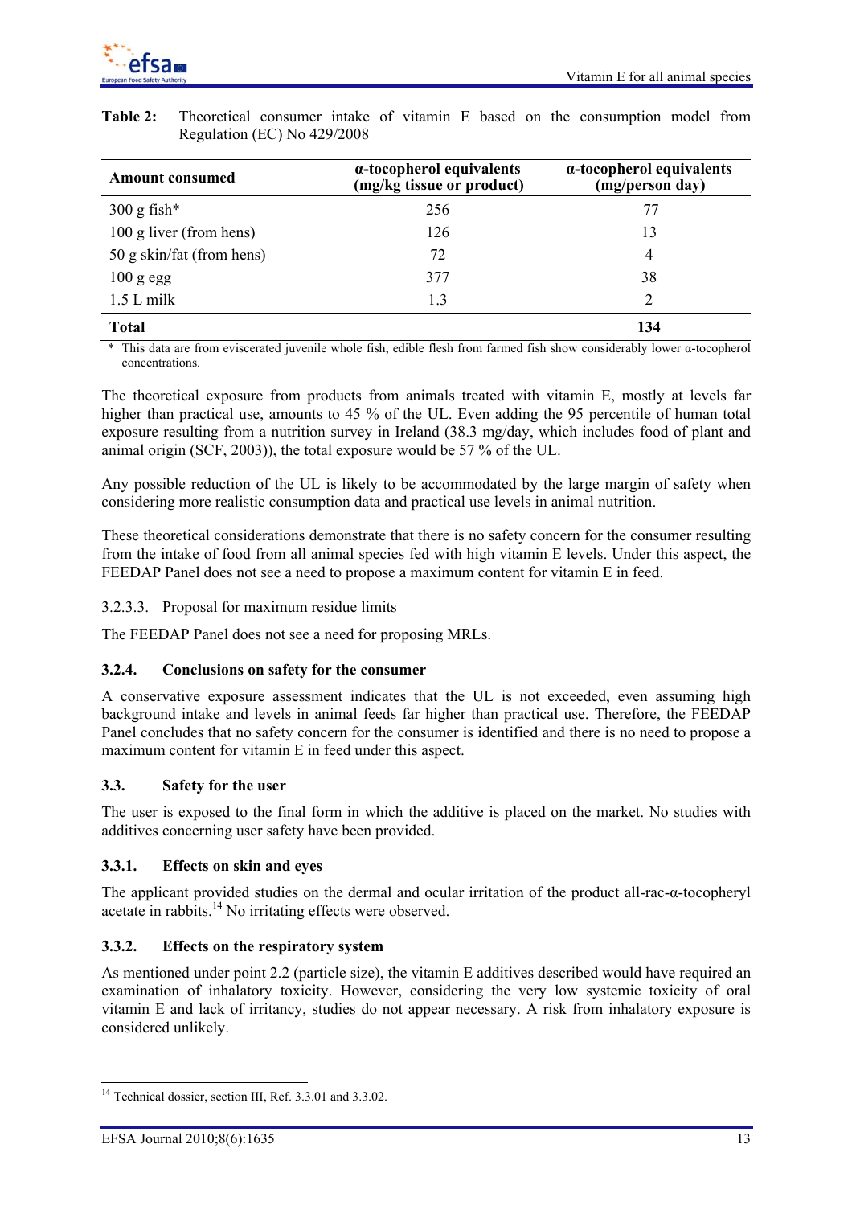**Table 2:** Theoretical consumer intake of vitamin E based on the consumption model from Regulation (EC) No 429/2008

| Amount consumed | α-tocopherol equivalents (mg/kg tissue or product) | α-tocopherol equivalents (mg/person day) |
|---|---|---|
| 300 g fish* | 256 | 77 |
| 100 g liver (from hens) | 126 | 13 |
| 50 g skin/fat (from hens) | 72 | 4 |
| 100 g egg | 377 | 38 |
| 1.5 L milk | 1.3 | 2 |
| **Total** | | **134** |

\* This data are from eviscerated juvenile whole fish, edible flesh from farmed fish show considerably lower α-tocopherol concentrations.

The theoretical exposure from products from animals treated with vitamin E, mostly at levels far higher than practical use, amounts to 45 % of the UL. Even adding the 95 percentile of human total exposure resulting from a nutrition survey in Ireland (38.3 mg/day, which includes food of plant and animal origin (SCF, 2003)), the total exposure would be 57 % of the UL.

Any possible reduction of the UL is likely to be accommodated by the large margin of safety when considering more realistic consumption data and practical use levels in animal nutrition.

These theoretical considerations demonstrate that there is no safety concern for the consumer resulting from the intake of food from all animal species fed with high vitamin E levels. Under this aspect, the FEEDAP Panel does not see a need to propose a maximum content for vitamin E in feed.

#### 3.2.3.3. Proposal for maximum residue limits

The FEEDAP Panel does not see a need for proposing MRLs.

### 3.2.4. Conclusions on safety for the consumer

A conservative exposure assessment indicates that the UL is not exceeded, even assuming high background intake and levels in animal feeds far higher than practical use. Therefore, the FEEDAP Panel concludes that no safety concern for the consumer is identified and there is no need to propose a maximum content for vitamin E in feed under this aspect.

## 3.3. Safety for the user

The user is exposed to the final form in which the additive is placed on the market. No studies with additives concerning user safety have been provided.

### 3.3.1. Effects on skin and eyes

The applicant provided studies on the dermal and ocular irritation of the product all-rac-α-tocopheryl acetate in rabbits.[14] No irritating effects were observed.

### 3.3.2. Effects on the respiratory system

As mentioned under point 2.2 (particle size), the vitamin E additives described would have required an examination of inhalatory toxicity. However, considering the very low systemic toxicity of oral vitamin E and lack of irritancy, studies do not appear necessary. A risk from inhalatory exposure is considered unlikely.

[14] Technical dossier, section III, Ref. 3.3.01 and 3.3.02.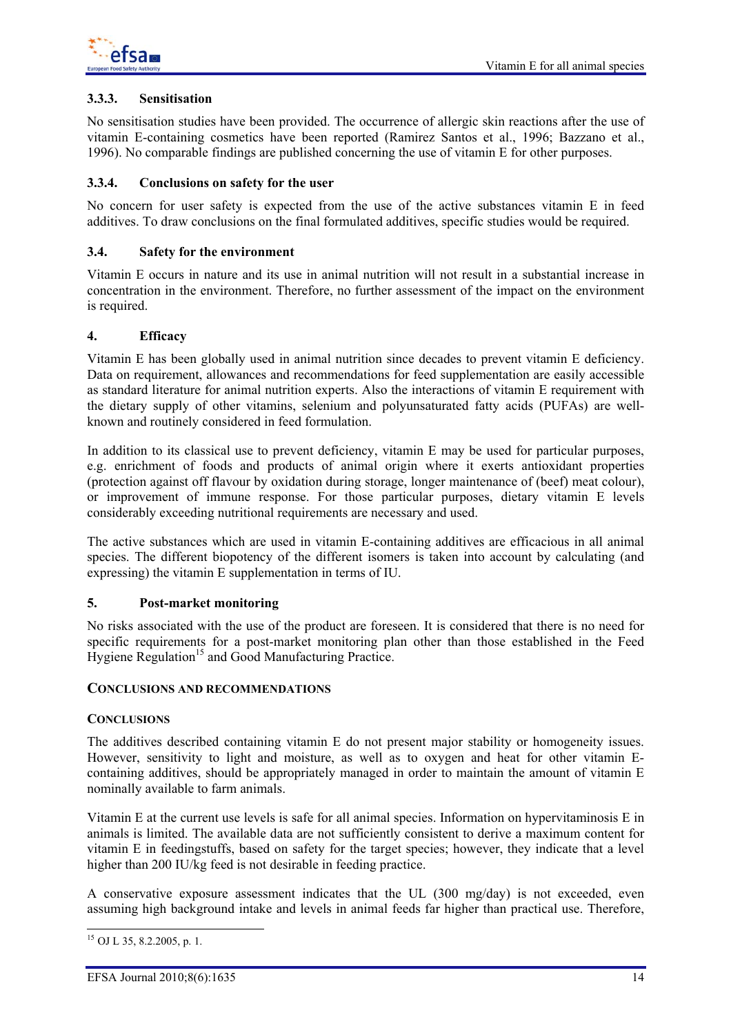### 3.3.3. Sensitisation

No sensitisation studies have been provided. The occurrence of allergic skin reactions after the use of vitamin E-containing cosmetics have been reported (Ramirez Santos et al., 1996; Bazzano et al., 1996). No comparable findings are published concerning the use of vitamin E for other purposes.

### 3.3.4. Conclusions on safety for the user

No concern for user safety is expected from the use of the active substances vitamin E in feed additives. To draw conclusions on the final formulated additives, specific studies would be required.

## 3.4. Safety for the environment

Vitamin E occurs in nature and its use in animal nutrition will not result in a substantial increase in concentration in the environment. Therefore, no further assessment of the impact on the environment is required.

# 4. Efficacy

Vitamin E has been globally used in animal nutrition since decades to prevent vitamin E deficiency. Data on requirement, allowances and recommendations for feed supplementation are easily accessible as standard literature for animal nutrition experts. Also the interactions of vitamin E requirement with the dietary supply of other vitamins, selenium and polyunsaturated fatty acids (PUFAs) are well-known and routinely considered in feed formulation.

In addition to its classical use to prevent deficiency, vitamin E may be used for particular purposes, e.g. enrichment of foods and products of animal origin where it exerts antioxidant properties (protection against off flavour by oxidation during storage, longer maintenance of (beef) meat colour), or improvement of immune response. For those particular purposes, dietary vitamin E levels considerably exceeding nutritional requirements are necessary and used.

The active substances which are used in vitamin E-containing additives are efficacious in all animal species. The different biopotency of the different isomers is taken into account by calculating (and expressing) the vitamin E supplementation in terms of IU.

# 5. Post-market monitoring

No risks associated with the use of the product are foreseen. It is considered that there is no need for specific requirements for a post-market monitoring plan other than those established in the Feed Hygiene Regulation[15] and Good Manufacturing Practice.

# Conclusions and Recommendations

## Conclusions

The additives described containing vitamin E do not present major stability or homogeneity issues. However, sensitivity to light and moisture, as well as to oxygen and heat for other vitamin E-containing additives, should be appropriately managed in order to maintain the amount of vitamin E nominally available to farm animals.

Vitamin E at the current use levels is safe for all animal species. Information on hypervitaminosis E in animals is limited. The available data are not sufficiently consistent to derive a maximum content for vitamin E in feedingstuffs, based on safety for the target species; however, they indicate that a level higher than 200 IU/kg feed is not desirable in feeding practice.

A conservative exposure assessment indicates that the UL (300 mg/day) is not exceeded, even assuming high background intake and levels in animal feeds far higher than practical use. Therefore,

---

[15] OJ L 35, 8.2.2005, p. 1.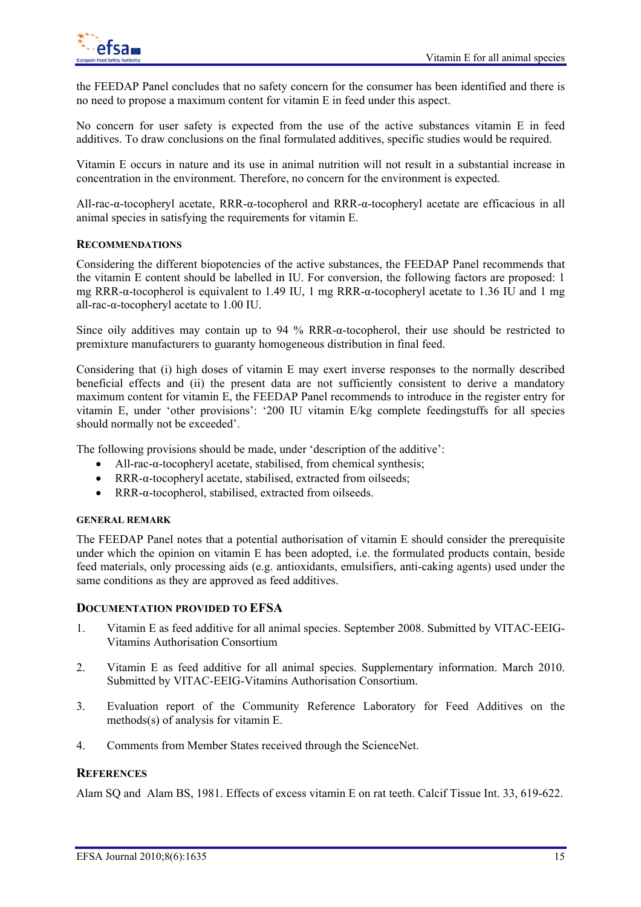the FEEDAP Panel concludes that no safety concern for the consumer has been identified and there is no need to propose a maximum content for vitamin E in feed under this aspect.

No concern for user safety is expected from the use of the active substances vitamin E in feed additives. To draw conclusions on the final formulated additives, specific studies would be required.

Vitamin E occurs in nature and its use in animal nutrition will not result in a substantial increase in concentration in the environment. Therefore, no concern for the environment is expected.

All-rac-α-tocopheryl acetate, RRR-α-tocopherol and RRR-α-tocopheryl acetate are efficacious in all animal species in satisfying the requirements for vitamin E.

#### RECOMMENDATIONS

Considering the different biopotencies of the active substances, the FEEDAP Panel recommends that the vitamin E content should be labelled in IU. For conversion, the following factors are proposed: 1 mg RRR-α-tocopherol is equivalent to 1.49 IU, 1 mg RRR-α-tocopheryl acetate to 1.36 IU and 1 mg all-rac-α-tocopheryl acetate to 1.00 IU.

Since oily additives may contain up to 94 % RRR-α-tocopherol, their use should be restricted to premixture manufacturers to guaranty homogeneous distribution in final feed.

Considering that (i) high doses of vitamin E may exert inverse responses to the normally described beneficial effects and (ii) the present data are not sufficiently consistent to derive a mandatory maximum content for vitamin E, the FEEDAP Panel recommends to introduce in the register entry for vitamin E, under 'other provisions': '200 IU vitamin E/kg complete feedingstuffs for all species should normally not be exceeded'.

The following provisions should be made, under 'description of the additive':

- All-rac-α-tocopheryl acetate, stabilised, from chemical synthesis;
- RRR-α-tocopheryl acetate, stabilised, extracted from oilseeds;
- RRR-α-tocopherol, stabilised, extracted from oilseeds.

#### GENERAL REMARK

The FEEDAP Panel notes that a potential authorisation of vitamin E should consider the prerequisite under which the opinion on vitamin E has been adopted, i.e. the formulated products contain, beside feed materials, only processing aids (e.g. antioxidants, emulsifiers, anti-caking agents) used under the same conditions as they are approved as feed additives.

## DOCUMENTATION PROVIDED TO EFSA

1. Vitamin E as feed additive for all animal species. September 2008. Submitted by VITAC-EEIG-Vitamins Authorisation Consortium
2. Vitamin E as feed additive for all animal species. Supplementary information. March 2010. Submitted by VITAC-EEIG-Vitamins Authorisation Consortium.
3. Evaluation report of the Community Reference Laboratory for Feed Additives on the methods(s) of analysis for vitamin E.
4. Comments from Member States received through the ScienceNet.

## REFERENCES

Alam SQ and Alam BS, 1981. Effects of excess vitamin E on rat teeth. Calcif Tissue Int. 33, 619-622.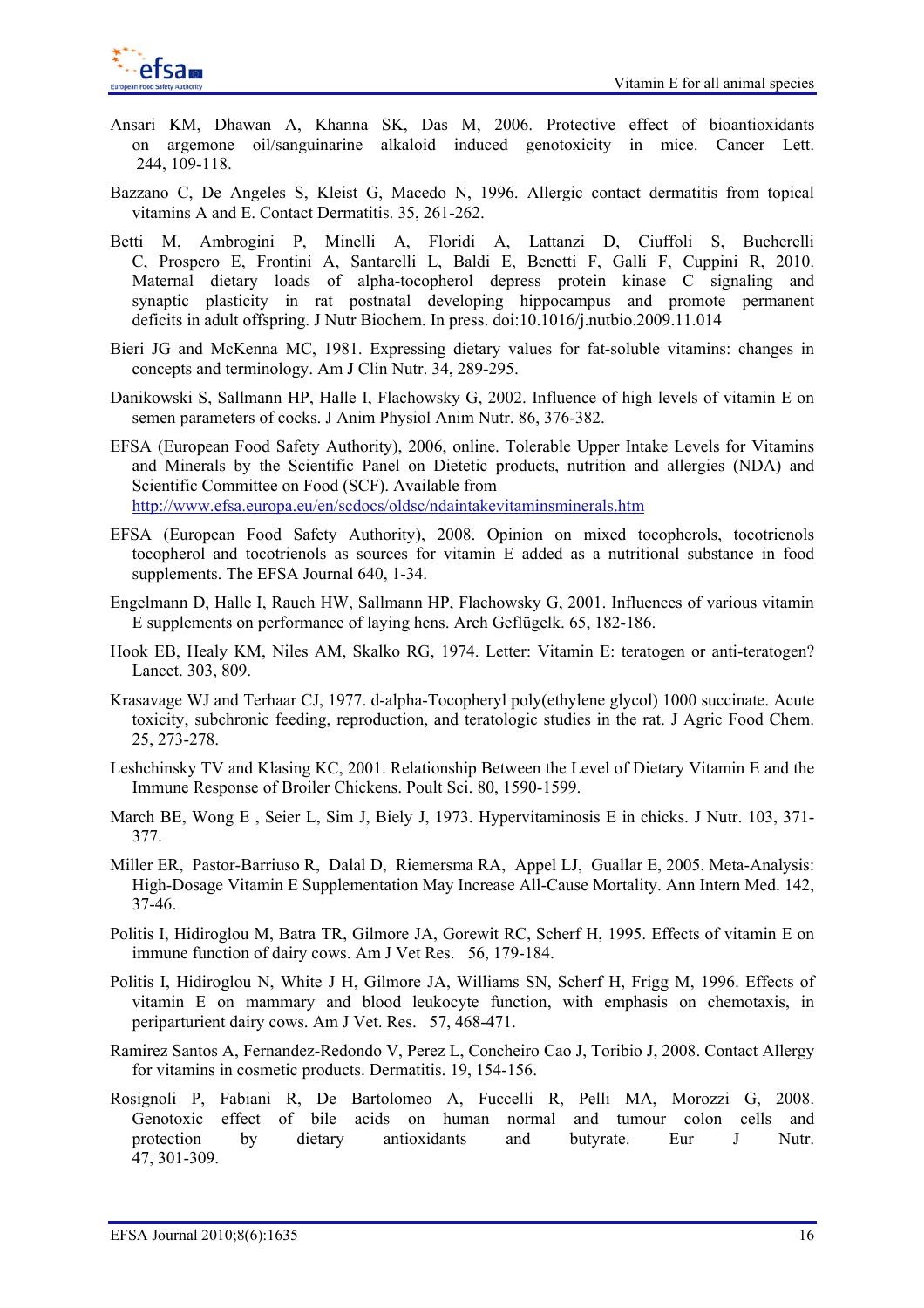Ansari KM, Dhawan A, Khanna SK, Das M, 2006. Protective effect of bioantioxidants on argemone oil/sanguinarine alkaloid induced genotoxicity in mice. Cancer Lett. 244, 109-118.

Bazzano C, De Angeles S, Kleist G, Macedo N, 1996. Allergic contact dermatitis from topical vitamins A and E. Contact Dermatitis. 35, 261-262.

Betti M, Ambrogini P, Minelli A, Floridi A, Lattanzi D, Ciuffoli S, Bucherelli C, Prospero E, Frontini A, Santarelli L, Baldi E, Benetti F, Galli F, Cuppini R, 2010. Maternal dietary loads of alpha-tocopherol depress protein kinase C signaling and synaptic plasticity in rat postnatal developing hippocampus and promote permanent deficits in adult offspring. J Nutr Biochem. In press. doi:10.1016/j.nutbio.2009.11.014

Bieri JG and McKenna MC, 1981. Expressing dietary values for fat-soluble vitamins: changes in concepts and terminology. Am J Clin Nutr. 34, 289-295.

Danikowski S, Sallmann HP, Halle I, Flachowsky G, 2002. Influence of high levels of vitamin E on semen parameters of cocks. J Anim Physiol Anim Nutr. 86, 376-382.

EFSA (European Food Safety Authority), 2006, online. Tolerable Upper Intake Levels for Vitamins and Minerals by the Scientific Panel on Dietetic products, nutrition and allergies (NDA) and Scientific Committee on Food (SCF). Available from http://www.efsa.europa.eu/en/scdocs/oldsc/ndaintakevitaminsminerals.htm

EFSA (European Food Safety Authority), 2008. Opinion on mixed tocopherols, tocotrienols tocopherol and tocotrienols as sources for vitamin E added as a nutritional substance in food supplements. The EFSA Journal 640, 1-34.

Engelmann D, Halle I, Rauch HW, Sallmann HP, Flachowsky G, 2001. Influences of various vitamin E supplements on performance of laying hens. Arch Geflügelk. 65, 182-186.

Hook EB, Healy KM, Niles AM, Skalko RG, 1974. Letter: Vitamin E: teratogen or anti-teratogen? Lancet. 303, 809.

Krasavage WJ and Terhaar CJ, 1977. d-alpha-Tocopheryl poly(ethylene glycol) 1000 succinate. Acute toxicity, subchronic feeding, reproduction, and teratologic studies in the rat. J Agric Food Chem. 25, 273-278.

Leshchinsky TV and Klasing KC, 2001. Relationship Between the Level of Dietary Vitamin E and the Immune Response of Broiler Chickens. Poult Sci. 80, 1590-1599.

March BE, Wong E , Seier L, Sim J, Biely J, 1973. Hypervitaminosis E in chicks. J Nutr. 103, 371-377.

Miller ER, Pastor-Barriuso R, Dalal D, Riemersma RA, Appel LJ, Guallar E, 2005. Meta-Analysis: High-Dosage Vitamin E Supplementation May Increase All-Cause Mortality. Ann Intern Med. 142, 37-46.

Politis I, Hidiroglou M, Batra TR, Gilmore JA, Gorewit RC, Scherf H, 1995. Effects of vitamin E on immune function of dairy cows. Am J Vet Res. 56, 179-184.

Politis I, Hidiroglou N, White J H, Gilmore JA, Williams SN, Scherf H, Frigg M, 1996. Effects of vitamin E on mammary and blood leukocyte function, with emphasis on chemotaxis, in periparturient dairy cows. Am J Vet. Res. 57, 468-471.

Ramirez Santos A, Fernandez-Redondo V, Perez L, Concheiro Cao J, Toribio J, 2008. Contact Allergy for vitamins in cosmetic products. Dermatitis. 19, 154-156.

Rosignoli P, Fabiani R, De Bartolomeo A, Fuccelli R, Pelli MA, Morozzi G, 2008. Genotoxic effect of bile acids on human normal and tumour colon cells and protection by dietary antioxidants and butyrate. Eur J Nutr. 47, 301-309.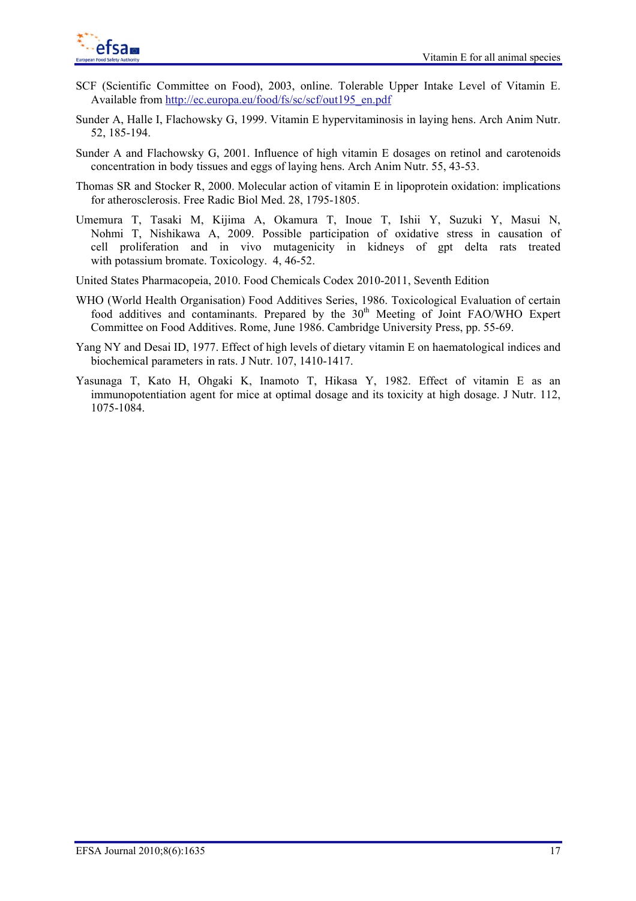SCF (Scientific Committee on Food), 2003, online. Tolerable Upper Intake Level of Vitamin E. Available from http://ec.europa.eu/food/fs/sc/scf/out195_en.pdf

Sunder A, Halle I, Flachowsky G, 1999. Vitamin E hypervitaminosis in laying hens. Arch Anim Nutr. 52, 185-194.

Sunder A and Flachowsky G, 2001. Influence of high vitamin E dosages on retinol and carotenoids concentration in body tissues and eggs of laying hens. Arch Anim Nutr. 55, 43-53.

Thomas SR and Stocker R, 2000. Molecular action of vitamin E in lipoprotein oxidation: implications for atherosclerosis. Free Radic Biol Med. 28, 1795-1805.

Umemura T, Tasaki M, Kijima A, Okamura T, Inoue T, Ishii Y, Suzuki Y, Masui N, Nohmi T, Nishikawa A, 2009. Possible participation of oxidative stress in causation of cell proliferation and in vivo mutagenicity in kidneys of gpt delta rats treated with potassium bromate. Toxicology. 4, 46-52.

United States Pharmacopeia, 2010. Food Chemicals Codex 2010-2011, Seventh Edition

WHO (World Health Organisation) Food Additives Series, 1986. Toxicological Evaluation of certain food additives and contaminants. Prepared by the 30th Meeting of Joint FAO/WHO Expert Committee on Food Additives. Rome, June 1986. Cambridge University Press, pp. 55-69.

Yang NY and Desai ID, 1977. Effect of high levels of dietary vitamin E on haematological indices and biochemical parameters in rats. J Nutr. 107, 1410-1417.

Yasunaga T, Kato H, Ohgaki K, Inamoto T, Hikasa Y, 1982. Effect of vitamin E as an immunopotentiation agent for mice at optimal dosage and its toxicity at high dosage. J Nutr. 112, 1075-1084.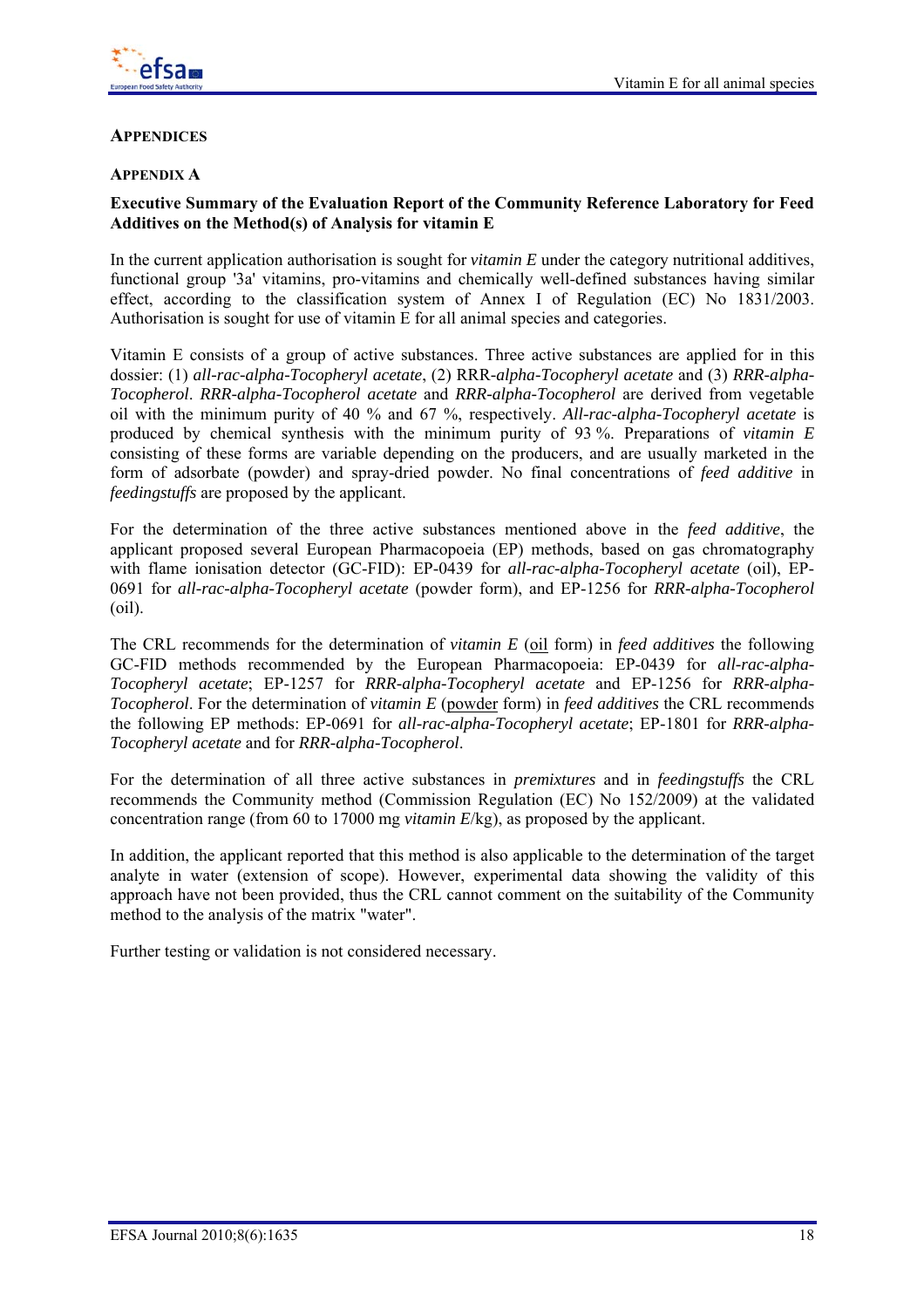## APPENDICES

### APPENDIX A

**Executive Summary of the Evaluation Report of the Community Reference Laboratory for Feed Additives on the Method(s) of Analysis for vitamin E**

In the current application authorisation is sought for *vitamin E* under the category nutritional additives, functional group '3a' vitamins, pro-vitamins and chemically well-defined substances having similar effect, according to the classification system of Annex I of Regulation (EC) No 1831/2003. Authorisation is sought for use of vitamin E for all animal species and categories.

Vitamin E consists of a group of active substances. Three active substances are applied for in this dossier: (1) *all-rac-alpha-Tocopheryl acetate*, (2) RRR-*alpha-Tocopheryl acetate* and (3) *RRR-alpha-Tocopherol*. *RRR-alpha-Tocopherol acetate* and *RRR-alpha-Tocopherol* are derived from vegetable oil with the minimum purity of 40 % and 67 %, respectively. *All-rac-alpha-Tocopheryl acetate* is produced by chemical synthesis with the minimum purity of 93 %. Preparations of *vitamin E* consisting of these forms are variable depending on the producers, and are usually marketed in the form of adsorbate (powder) and spray-dried powder. No final concentrations of *feed additive* in *feedingstuffs* are proposed by the applicant.

For the determination of the three active substances mentioned above in the *feed additive*, the applicant proposed several European Pharmacopoeia (EP) methods, based on gas chromatography with flame ionisation detector (GC-FID): EP-0439 for *all-rac-alpha-Tocopheryl acetate* (oil), EP-0691 for *all-rac-alpha-Tocopheryl acetate* (powder form), and EP-1256 for *RRR-alpha-Tocopherol* (oil).

The CRL recommends for the determination of *vitamin E* (<u>oil</u> form) in *feed additives* the following GC-FID methods recommended by the European Pharmacopoeia: EP-0439 for *all-rac-alpha-Tocopheryl acetate*; EP-1257 for *RRR-alpha-Tocopheryl acetate* and EP-1256 for *RRR-alpha-Tocopherol*. For the determination of *vitamin E* (<u>powder</u> form) in *feed additives* the CRL recommends the following EP methods: EP-0691 for *all-rac-alpha-Tocopheryl acetate*; EP-1801 for *RRR-alpha-Tocopheryl acetate* and for *RRR-alpha-Tocopherol*.

For the determination of all three active substances in *premixtures* and in *feedingstuffs* the CRL recommends the Community method (Commission Regulation (EC) No 152/2009) at the validated concentration range (from 60 to 17000 mg *vitamin E*/kg), as proposed by the applicant.

In addition, the applicant reported that this method is also applicable to the determination of the target analyte in water (extension of scope). However, experimental data showing the validity of this approach have not been provided, thus the CRL cannot comment on the suitability of the Community method to the analysis of the matrix "water".

Further testing or validation is not considered necessary.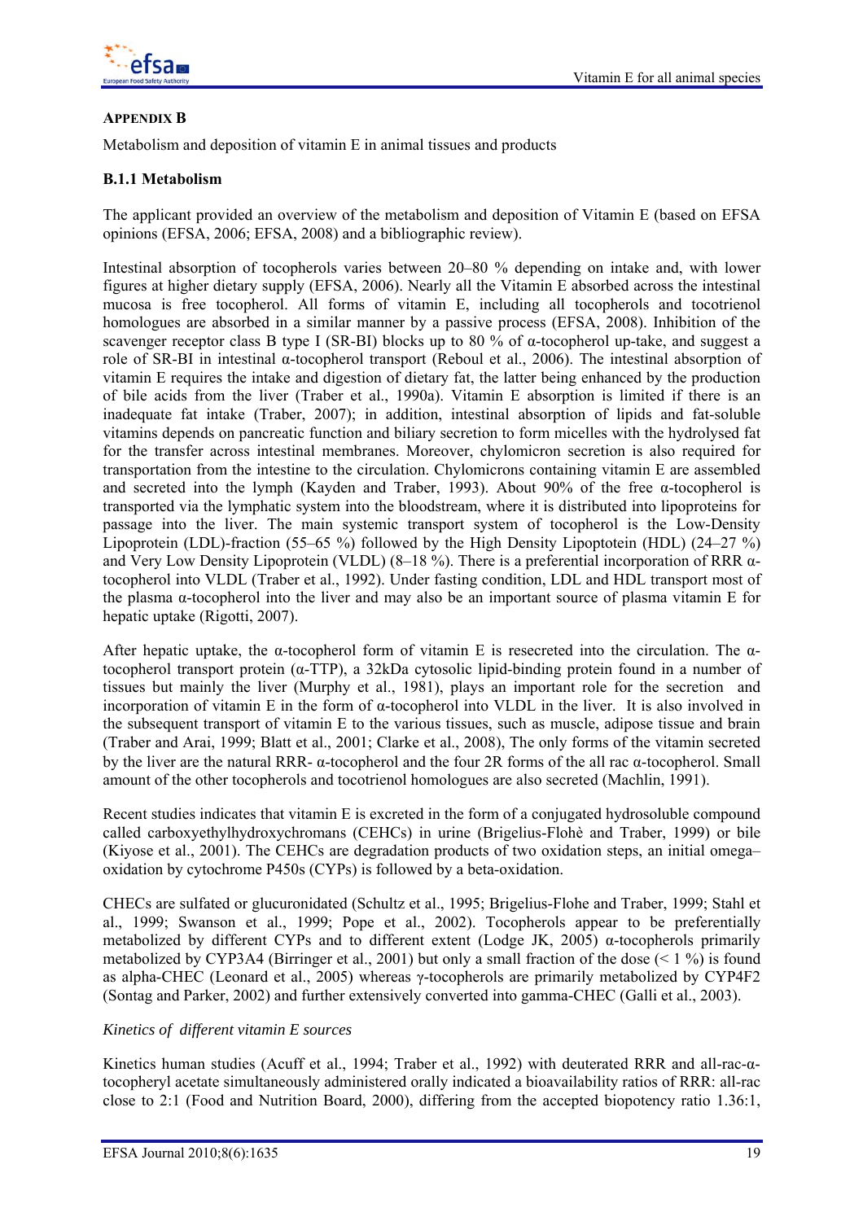## Appendix B

Metabolism and deposition of vitamin E in animal tissues and products

### B.1.1 Metabolism

The applicant provided an overview of the metabolism and deposition of Vitamin E (based on EFSA opinions (EFSA, 2006; EFSA, 2008) and a bibliographic review).

Intestinal absorption of tocopherols varies between 20–80 % depending on intake and, with lower figures at higher dietary supply (EFSA, 2006). Nearly all the Vitamin E absorbed across the intestinal mucosa is free tocopherol. All forms of vitamin E, including all tocopherols and tocotrienol homologues are absorbed in a similar manner by a passive process (EFSA, 2008). Inhibition of the scavenger receptor class B type I (SR-BI) blocks up to 80 % of α-tocopherol up-take, and suggest a role of SR-BI in intestinal α-tocopherol transport (Reboul et al., 2006). The intestinal absorption of vitamin E requires the intake and digestion of dietary fat, the latter being enhanced by the production of bile acids from the liver (Traber et al., 1990a). Vitamin E absorption is limited if there is an inadequate fat intake (Traber, 2007); in addition, intestinal absorption of lipids and fat-soluble vitamins depends on pancreatic function and biliary secretion to form micelles with the hydrolysed fat for the transfer across intestinal membranes. Moreover, chylomicron secretion is also required for transportation from the intestine to the circulation. Chylomicrons containing vitamin E are assembled and secreted into the lymph (Kayden and Traber, 1993). About 90% of the free α-tocopherol is transported via the lymphatic system into the bloodstream, where it is distributed into lipoproteins for passage into the liver. The main systemic transport system of tocopherol is the Low-Density Lipoprotein (LDL)-fraction (55–65 %) followed by the High Density Lipoptotein (HDL) (24–27 %) and Very Low Density Lipoprotein (VLDL) (8–18 %). There is a preferential incorporation of RRR α-tocopherol into VLDL (Traber et al., 1992). Under fasting condition, LDL and HDL transport most of the plasma α-tocopherol into the liver and may also be an important source of plasma vitamin E for hepatic uptake (Rigotti, 2007).

After hepatic uptake, the α-tocopherol form of vitamin E is resecreted into the circulation. The α-tocopherol transport protein (α-TTP), a 32kDa cytosolic lipid-binding protein found in a number of tissues but mainly the liver (Murphy et al., 1981), plays an important role for the secretion and incorporation of vitamin E in the form of α-tocopherol into VLDL in the liver. It is also involved in the subsequent transport of vitamin E to the various tissues, such as muscle, adipose tissue and brain (Traber and Arai, 1999; Blatt et al., 2001; Clarke et al., 2008), The only forms of the vitamin secreted by the liver are the natural RRR- α-tocopherol and the four 2R forms of the all rac α-tocopherol. Small amount of the other tocopherols and tocotrienol homologues are also secreted (Machlin, 1991).

Recent studies indicates that vitamin E is excreted in the form of a conjugated hydrosoluble compound called carboxyethylhydroxychromans (CEHCs) in urine (Brigelius-Flohè and Traber, 1999) or bile (Kiyose et al., 2001). The CEHCs are degradation products of two oxidation steps, an initial omega–oxidation by cytochrome P450s (CYPs) is followed by a beta-oxidation.

CHECs are sulfated or glucuronidated (Schultz et al., 1995; Brigelius-Flohe and Traber, 1999; Stahl et al., 1999; Swanson et al., 1999; Pope et al., 2002). Tocopherols appear to be preferentially metabolized by different CYPs and to different extent (Lodge JK, 2005) α-tocopherols primarily metabolized by CYP3A4 (Birringer et al., 2001) but only a small fraction of the dose (< 1 %) is found as alpha-CHEC (Leonard et al., 2005) whereas γ-tocopherols are primarily metabolized by CYP4F2 (Sontag and Parker, 2002) and further extensively converted into gamma-CHEC (Galli et al., 2003).

*Kinetics of different vitamin E sources*

Kinetics human studies (Acuff et al., 1994; Traber et al., 1992) with deuterated RRR and all-rac-α-tocopheryl acetate simultaneously administered orally indicated a bioavailability ratios of RRR: all-rac close to 2:1 (Food and Nutrition Board, 2000), differing from the accepted biopotency ratio 1.36:1,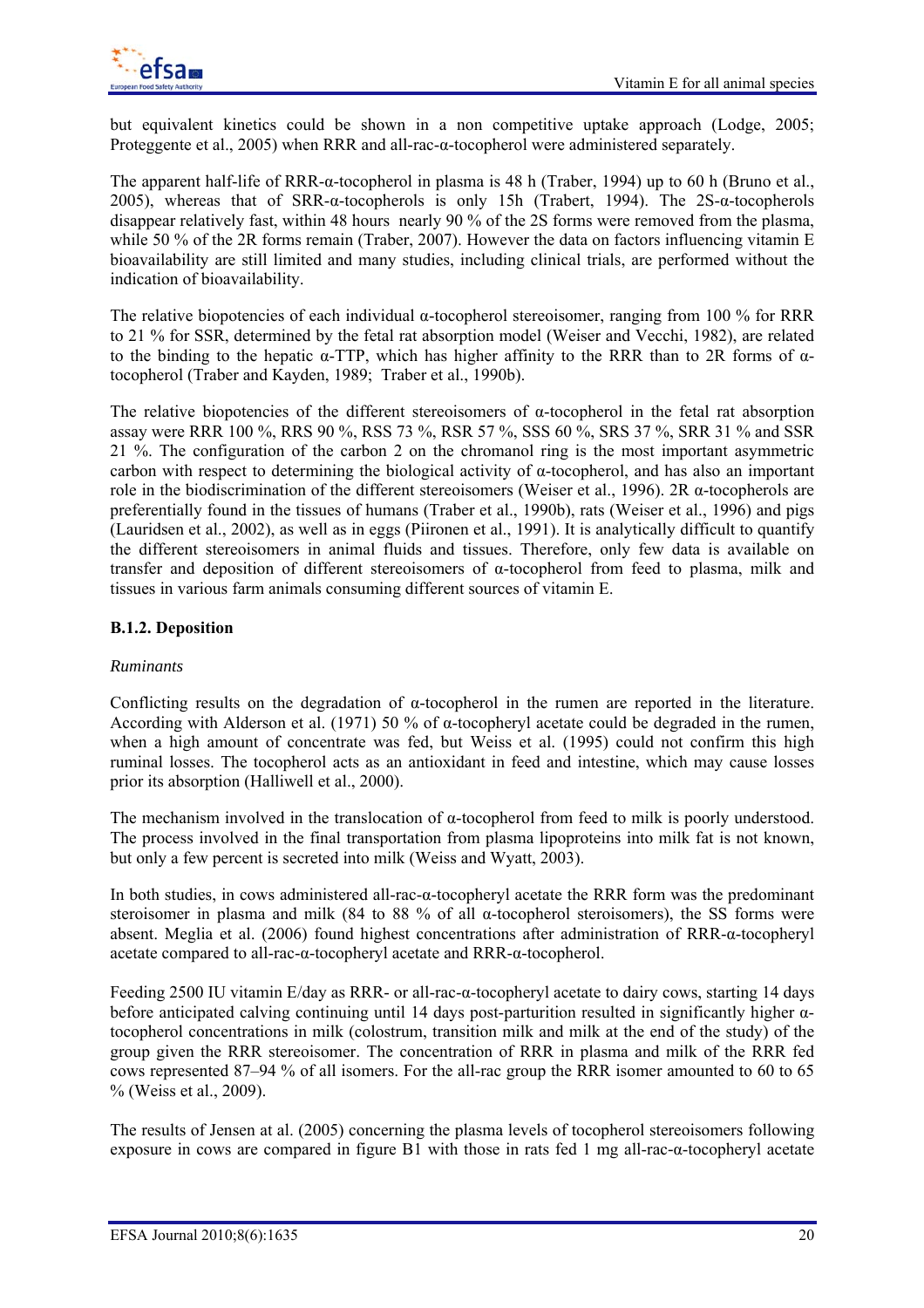but equivalent kinetics could be shown in a non competitive uptake approach (Lodge, 2005; Proteggente et al., 2005) when RRR and all-rac-α-tocopherol were administered separately.

The apparent half-life of RRR-α-tocopherol in plasma is 48 h (Traber, 1994) up to 60 h (Bruno et al., 2005), whereas that of SRR-α-tocopherols is only 15h (Trabert, 1994). The 2S-α-tocopherols disappear relatively fast, within 48 hours nearly 90 % of the 2S forms were removed from the plasma, while 50 % of the 2R forms remain (Traber, 2007). However the data on factors influencing vitamin E bioavailability are still limited and many studies, including clinical trials, are performed without the indication of bioavailability.

The relative biopotencies of each individual α-tocopherol stereoisomer, ranging from 100 % for RRR to 21 % for SSR, determined by the fetal rat absorption model (Weiser and Vecchi, 1982), are related to the binding to the hepatic α-TTP, which has higher affinity to the RRR than to 2R forms of α-tocopherol (Traber and Kayden, 1989; Traber et al., 1990b).

The relative biopotencies of the different stereoisomers of α-tocopherol in the fetal rat absorption assay were RRR 100 %, RRS 90 %, RSS 73 %, RSR 57 %, SSS 60 %, SRS 37 %, SRR 31 % and SSR 21 %. The configuration of the carbon 2 on the chromanol ring is the most important asymmetric carbon with respect to determining the biological activity of α-tocopherol, and has also an important role in the biodiscrimination of the different stereoisomers (Weiser et al., 1996). 2R α-tocopherols are preferentially found in the tissues of humans (Traber et al., 1990b), rats (Weiser et al., 1996) and pigs (Lauridsen et al., 2002), as well as in eggs (Piironen et al., 1991). It is analytically difficult to quantify the different stereoisomers in animal fluids and tissues. Therefore, only few data is available on transfer and deposition of different stereoisomers of α-tocopherol from feed to plasma, milk and tissues in various farm animals consuming different sources of vitamin E.

### B.1.2. Deposition

*Ruminants*

Conflicting results on the degradation of α-tocopherol in the rumen are reported in the literature. According with Alderson et al. (1971) 50 % of α-tocopheryl acetate could be degraded in the rumen, when a high amount of concentrate was fed, but Weiss et al. (1995) could not confirm this high ruminal losses. The tocopherol acts as an antioxidant in feed and intestine, which may cause losses prior its absorption (Halliwell et al., 2000).

The mechanism involved in the translocation of α-tocopherol from feed to milk is poorly understood. The process involved in the final transportation from plasma lipoproteins into milk fat is not known, but only a few percent is secreted into milk (Weiss and Wyatt, 2003).

In both studies, in cows administered all-rac-α-tocopheryl acetate the RRR form was the predominant steroisomer in plasma and milk (84 to 88 % of all α-tocopherol steroisomers), the SS forms were absent. Meglia et al. (2006) found highest concentrations after administration of RRR-α-tocopheryl acetate compared to all-rac-α-tocopheryl acetate and RRR-α-tocopherol.

Feeding 2500 IU vitamin E/day as RRR- or all-rac-α-tocopheryl acetate to dairy cows, starting 14 days before anticipated calving continuing until 14 days post-parturition resulted in significantly higher α-tocopherol concentrations in milk (colostrum, transition milk and milk at the end of the study) of the group given the RRR stereoisomer. The concentration of RRR in plasma and milk of the RRR fed cows represented 87–94 % of all isomers. For the all-rac group the RRR isomer amounted to 60 to 65 % (Weiss et al., 2009).

The results of Jensen at al. (2005) concerning the plasma levels of tocopherol stereoisomers following exposure in cows are compared in figure B1 with those in rats fed 1 mg all-rac-α-tocopheryl acetate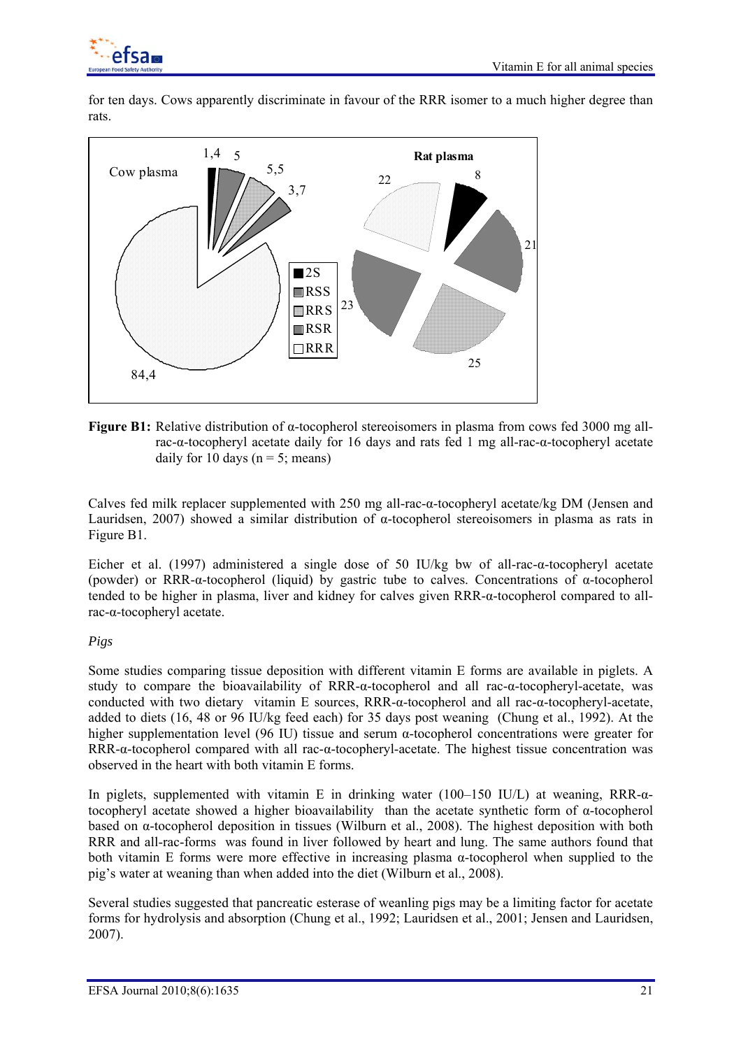for ten days. Cows apparently discriminate in favour of the RRR isomer to a much higher degree than rats.

**Figure B1:** Relative distribution of α-tocopherol stereoisomers in plasma from cows fed 3000 mg all-rac-α-tocopheryl acetate daily for 16 days and rats fed 1 mg all-rac-α-tocopheryl acetate daily for 10 days (n = 5; means)

Calves fed milk replacer supplemented with 250 mg all-rac-α-tocopheryl acetate/kg DM (Jensen and Lauridsen, 2007) showed a similar distribution of α-tocopherol stereoisomers in plasma as rats in Figure B1.

Eicher et al. (1997) administered a single dose of 50 IU/kg bw of all-rac-α-tocopheryl acetate (powder) or RRR-α-tocopherol (liquid) by gastric tube to calves. Concentrations of α-tocopherol tended to be higher in plasma, liver and kidney for calves given RRR-α-tocopherol compared to all-rac-α-tocopheryl acetate.

*Pigs*

Some studies comparing tissue deposition with different vitamin E forms are available in piglets. A study to compare the bioavailability of RRR-α-tocopherol and all rac-α-tocopheryl-acetate, was conducted with two dietary vitamin E sources, RRR-α-tocopherol and all rac-α-tocopheryl-acetate, added to diets (16, 48 or 96 IU/kg feed each) for 35 days post weaning (Chung et al., 1992). At the higher supplementation level (96 IU) tissue and serum α-tocopherol concentrations were greater for RRR-α-tocopherol compared with all rac-α-tocopheryl-acetate. The highest tissue concentration was observed in the heart with both vitamin E forms.

In piglets, supplemented with vitamin E in drinking water (100–150 IU/L) at weaning, RRR-α-tocopheryl acetate showed a higher bioavailability than the acetate synthetic form of α-tocopherol based on α-tocopherol deposition in tissues (Wilburn et al., 2008). The highest deposition with both RRR and all-rac-forms was found in liver followed by heart and lung. The same authors found that both vitamin E forms were more effective in increasing plasma α-tocopherol when supplied to the pig's water at weaning than when added into the diet (Wilburn et al., 2008).

Several studies suggested that pancreatic esterase of weanling pigs may be a limiting factor for acetate forms for hydrolysis and absorption (Chung et al., 1992; Lauridsen et al., 2001; Jensen and Lauridsen, 2007).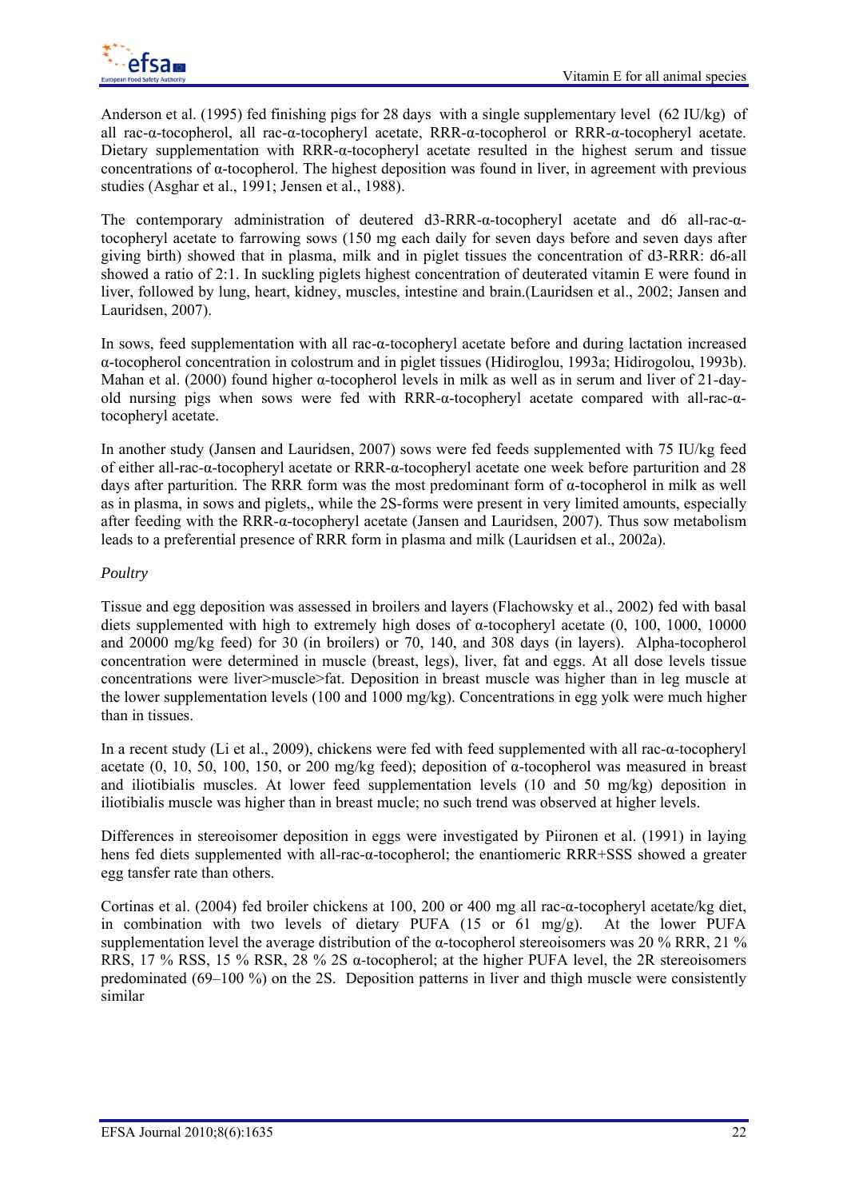Anderson et al. (1995) fed finishing pigs for 28 days with a single supplementary level (62 IU/kg) of all rac-α-tocopherol, all rac-α-tocopheryl acetate, RRR-α-tocopherol or RRR-α-tocopheryl acetate. Dietary supplementation with RRR-α-tocopheryl acetate resulted in the highest serum and tissue concentrations of α-tocopherol. The highest deposition was found in liver, in agreement with previous studies (Asghar et al., 1991; Jensen et al., 1988).

The contemporary administration of deutered d3-RRR-α-tocopheryl acetate and d6 all-rac-α-tocopheryl acetate to farrowing sows (150 mg each daily for seven days before and seven days after giving birth) showed that in plasma, milk and in piglet tissues the concentration of d3-RRR: d6-all showed a ratio of 2:1. In suckling piglets highest concentration of deuterated vitamin E were found in liver, followed by lung, heart, kidney, muscles, intestine and brain.(Lauridsen et al., 2002; Jansen and Lauridsen, 2007).

In sows, feed supplementation with all rac-α-tocopheryl acetate before and during lactation increased α-tocopherol concentration in colostrum and in piglet tissues (Hidiroglou, 1993a; Hidirogolou, 1993b). Mahan et al. (2000) found higher α-tocopherol levels in milk as well as in serum and liver of 21-day-old nursing pigs when sows were fed with RRR-α-tocopheryl acetate compared with all-rac-α-tocopheryl acetate.

In another study (Jansen and Lauridsen, 2007) sows were fed feeds supplemented with 75 IU/kg feed of either all-rac-α-tocopheryl acetate or RRR-α-tocopheryl acetate one week before parturition and 28 days after parturition. The RRR form was the most predominant form of α-tocopherol in milk as well as in plasma, in sows and piglets,, while the 2S-forms were present in very limited amounts, especially after feeding with the RRR-α-tocopheryl acetate (Jansen and Lauridsen, 2007). Thus sow metabolism leads to a preferential presence of RRR form in plasma and milk (Lauridsen et al., 2002a).

*Poultry*

Tissue and egg deposition was assessed in broilers and layers (Flachowsky et al., 2002) fed with basal diets supplemented with high to extremely high doses of α-tocopheryl acetate (0, 100, 1000, 10000 and 20000 mg/kg feed) for 30 (in broilers) or 70, 140, and 308 days (in layers). Alpha-tocopherol concentration were determined in muscle (breast, legs), liver, fat and eggs. At all dose levels tissue concentrations were liver>muscle>fat. Deposition in breast muscle was higher than in leg muscle at the lower supplementation levels (100 and 1000 mg/kg). Concentrations in egg yolk were much higher than in tissues.

In a recent study (Li et al., 2009), chickens were fed with feed supplemented with all rac-α-tocopheryl acetate (0, 10, 50, 100, 150, or 200 mg/kg feed); deposition of α-tocopherol was measured in breast and iliotibialis muscles. At lower feed supplementation levels (10 and 50 mg/kg) deposition in iliotibialis muscle was higher than in breast mucle; no such trend was observed at higher levels.

Differences in stereoisomer deposition in eggs were investigated by Piironen et al. (1991) in laying hens fed diets supplemented with all-rac-α-tocopherol; the enantiomeric RRR+SSS showed a greater egg tansfer rate than others.

Cortinas et al. (2004) fed broiler chickens at 100, 200 or 400 mg all rac-α-tocopheryl acetate/kg diet, in combination with two levels of dietary PUFA (15 or 61 mg/g). At the lower PUFA supplementation level the average distribution of the α-tocopherol stereoisomers was 20 % RRR, 21 % RRS, 17 % RSS, 15 % RSR, 28 % 2S α-tocopherol; at the higher PUFA level, the 2R stereoisomers predominated (69–100 %) on the 2S. Deposition patterns in liver and thigh muscle were consistently similar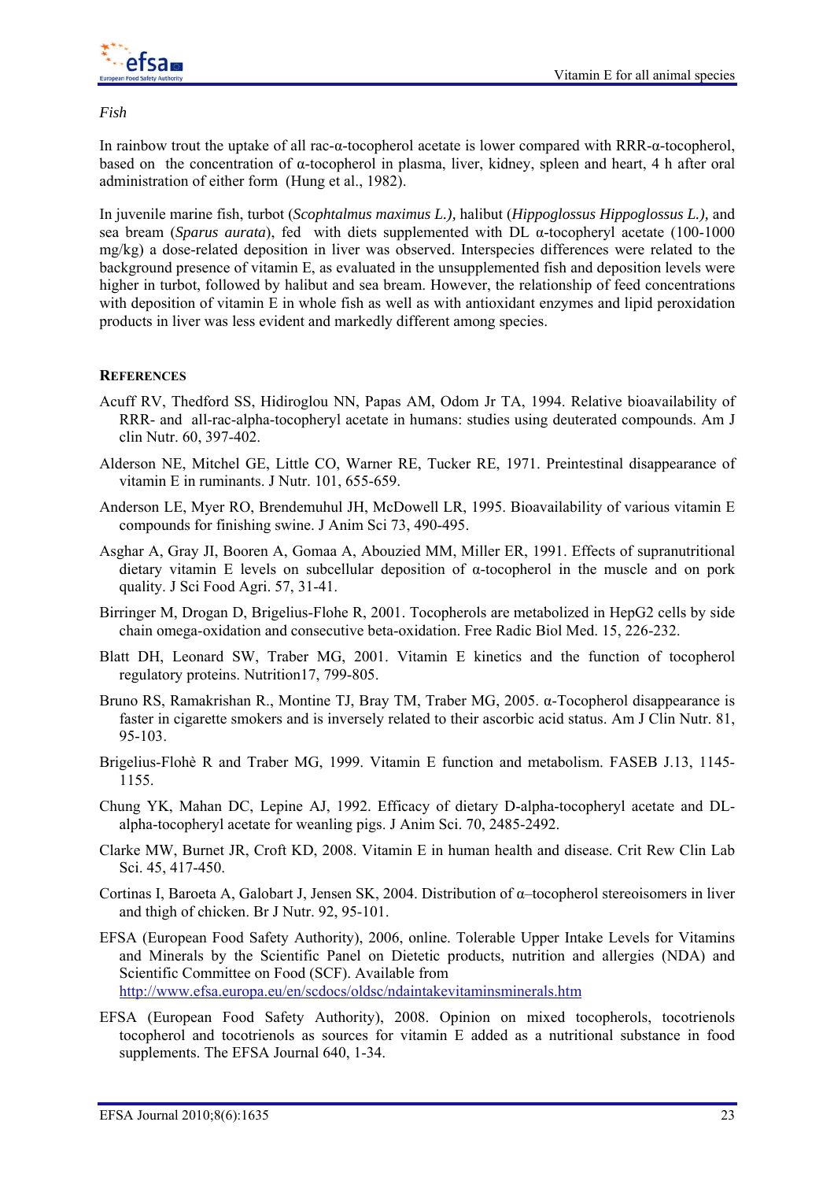*Fish*

In rainbow trout the uptake of all rac-α-tocopherol acetate is lower compared with RRR-α-tocopherol, based on the concentration of α-tocopherol in plasma, liver, kidney, spleen and heart, 4 h after oral administration of either form (Hung et al., 1982).

In juvenile marine fish, turbot (*Scophtalmus maximus L.),* halibut (*Hippoglossus Hippoglossus L.),* and sea bream (*Sparus aurata*), fed with diets supplemented with DL α-tocopheryl acetate (100-1000 mg/kg) a dose-related deposition in liver was observed. Interspecies differences were related to the background presence of vitamin E, as evaluated in the unsupplemented fish and deposition levels were higher in turbot, followed by halibut and sea bream. However, the relationship of feed concentrations with deposition of vitamin E in whole fish as well as with antioxidant enzymes and lipid peroxidation products in liver was less evident and markedly different among species.

## REFERENCES

Acuff RV, Thedford SS, Hidiroglou NN, Papas AM, Odom Jr TA, 1994. Relative bioavailability of RRR- and all-rac-alpha-tocopheryl acetate in humans: studies using deuterated compounds. Am J clin Nutr. 60, 397-402.

Alderson NE, Mitchel GE, Little CO, Warner RE, Tucker RE, 1971. Preintestinal disappearance of vitamin E in ruminants. J Nutr. 101, 655-659.

Anderson LE, Myer RO, Brendemuhul JH, McDowell LR, 1995. Bioavailability of various vitamin E compounds for finishing swine. J Anim Sci 73, 490-495.

Asghar A, Gray JI, Booren A, Gomaa A, Abouzied MM, Miller ER, 1991. Effects of supranutritional dietary vitamin E levels on subcellular deposition of α-tocopherol in the muscle and on pork quality. J Sci Food Agri. 57, 31-41.

Birringer M, Drogan D, Brigelius-Flohe R, 2001. Tocopherols are metabolized in HepG2 cells by side chain omega-oxidation and consecutive beta-oxidation. Free Radic Biol Med. 15, 226-232.

Blatt DH, Leonard SW, Traber MG, 2001. Vitamin E kinetics and the function of tocopherol regulatory proteins. Nutrition17, 799-805.

Bruno RS, Ramakrishan R., Montine TJ, Bray TM, Traber MG, 2005. α-Tocopherol disappearance is faster in cigarette smokers and is inversely related to their ascorbic acid status. Am J Clin Nutr. 81, 95-103.

Brigelius-Flohè R and Traber MG, 1999. Vitamin E function and metabolism. FASEB J.13, 1145-1155.

Chung YK, Mahan DC, Lepine AJ, 1992. Efficacy of dietary D-alpha-tocopheryl acetate and DL-alpha-tocopheryl acetate for weanling pigs. J Anim Sci. 70, 2485-2492.

Clarke MW, Burnet JR, Croft KD, 2008. Vitamin E in human health and disease. Crit Rew Clin Lab Sci. 45, 417-450.

Cortinas I, Baroeta A, Galobart J, Jensen SK, 2004. Distribution of α–tocopherol stereoisomers in liver and thigh of chicken. Br J Nutr. 92, 95-101.

EFSA (European Food Safety Authority), 2006, online. Tolerable Upper Intake Levels for Vitamins and Minerals by the Scientific Panel on Dietetic products, nutrition and allergies (NDA) and Scientific Committee on Food (SCF). Available from http://www.efsa.europa.eu/en/scdocs/oldsc/ndaintakevitaminsminerals.htm

EFSA (European Food Safety Authority), 2008. Opinion on mixed tocopherols, tocotrienols tocopherol and tocotrienols as sources for vitamin E added as a nutritional substance in food supplements. The EFSA Journal 640, 1-34.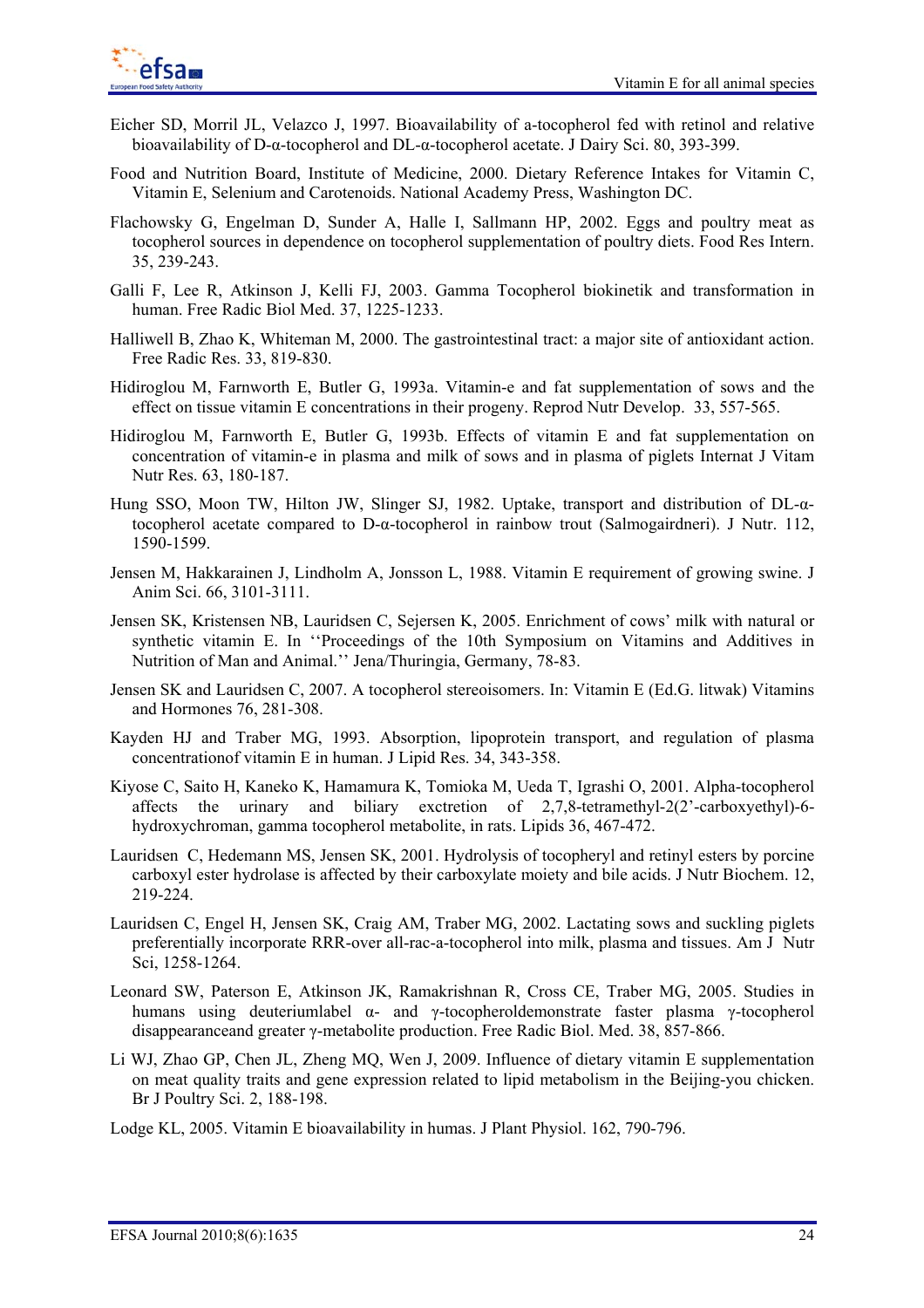Eicher SD, Morril JL, Velazco J, 1997. Bioavailability of a-tocopherol fed with retinol and relative bioavailability of D-α-tocopherol and DL-α-tocopherol acetate. J Dairy Sci. 80, 393-399.

Food and Nutrition Board, Institute of Medicine, 2000. Dietary Reference Intakes for Vitamin C, Vitamin E, Selenium and Carotenoids. National Academy Press, Washington DC.

Flachowsky G, Engelman D, Sunder A, Halle I, Sallmann HP, 2002. Eggs and poultry meat as tocopherol sources in dependence on tocopherol supplementation of poultry diets. Food Res Intern. 35, 239-243.

Galli F, Lee R, Atkinson J, Kelli FJ, 2003. Gamma Tocopherol biokinetik and transformation in human. Free Radic Biol Med. 37, 1225-1233.

Halliwell B, Zhao K, Whiteman M, 2000. The gastrointestinal tract: a major site of antioxidant action. Free Radic Res. 33, 819-830.

Hidiroglou M, Farnworth E, Butler G, 1993a. Vitamin-e and fat supplementation of sows and the effect on tissue vitamin E concentrations in their progeny. Reprod Nutr Develop. 33, 557-565.

Hidiroglou M, Farnworth E, Butler G, 1993b. Effects of vitamin E and fat supplementation on concentration of vitamin-e in plasma and milk of sows and in plasma of piglets Internat J Vitam Nutr Res. 63, 180-187.

Hung SSO, Moon TW, Hilton JW, Slinger SJ, 1982. Uptake, transport and distribution of DL-α-tocopherol acetate compared to D-α-tocopherol in rainbow trout (Salmogairdneri). J Nutr. 112, 1590-1599.

Jensen M, Hakkarainen J, Lindholm A, Jonsson L, 1988. Vitamin E requirement of growing swine. J Anim Sci. 66, 3101-3111.

Jensen SK, Kristensen NB, Lauridsen C, Sejersen K, 2005. Enrichment of cows' milk with natural or synthetic vitamin E. In ''Proceedings of the 10th Symposium on Vitamins and Additives in Nutrition of Man and Animal.'' Jena/Thuringia, Germany, 78-83.

Jensen SK and Lauridsen C, 2007. A tocopherol stereoisomers. In: Vitamin E (Ed.G. litwak) Vitamins and Hormones 76, 281-308.

Kayden HJ and Traber MG, 1993. Absorption, lipoprotein transport, and regulation of plasma concentrationof vitamin E in human. J Lipid Res. 34, 343-358.

Kiyose C, Saito H, Kaneko K, Hamamura K, Tomioka M, Ueda T, Igrashi O, 2001. Alpha-tocopherol affects the urinary and biliary exctretion of 2,7,8-tetramethyl-2(2'-carboxyethyl)-6-hydroxychroman, gamma tocopherol metabolite, in rats. Lipids 36, 467-472.

Lauridsen C, Hedemann MS, Jensen SK, 2001. Hydrolysis of tocopheryl and retinyl esters by porcine carboxyl ester hydrolase is affected by their carboxylate moiety and bile acids. J Nutr Biochem. 12, 219-224.

Lauridsen C, Engel H, Jensen SK, Craig AM, Traber MG, 2002. Lactating sows and suckling piglets preferentially incorporate RRR-over all-rac-a-tocopherol into milk, plasma and tissues. Am J Nutr Sci, 1258-1264.

Leonard SW, Paterson E, Atkinson JK, Ramakrishnan R, Cross CE, Traber MG, 2005. Studies in humans using deuteriumlabel α- and γ-tocopheroldemonstrate faster plasma γ-tocopherol disappearanceand greater γ-metabolite production. Free Radic Biol. Med. 38, 857-866.

Li WJ, Zhao GP, Chen JL, Zheng MQ, Wen J, 2009. Influence of dietary vitamin E supplementation on meat quality traits and gene expression related to lipid metabolism in the Beijing-you chicken. Br J Poultry Sci. 2, 188-198.

Lodge KL, 2005. Vitamin E bioavailability in humas. J Plant Physiol. 162, 790-796.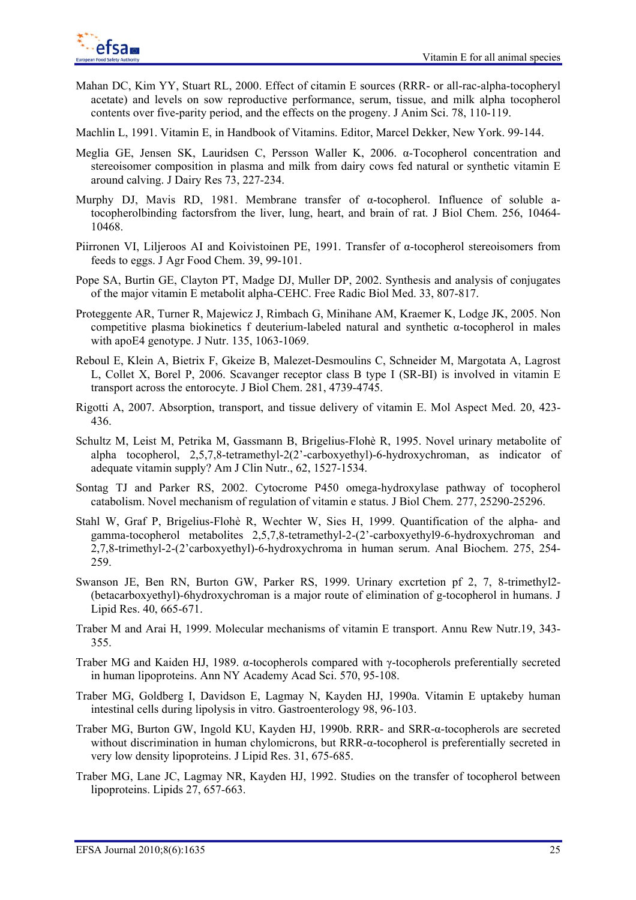Mahan DC, Kim YY, Stuart RL, 2000. Effect of citamin E sources (RRR- or all-rac-alpha-tocopheryl acetate) and levels on sow reproductive performance, serum, tissue, and milk alpha tocopherol contents over five-parity period, and the effects on the progeny. J Anim Sci. 78, 110-119.

Machlin L, 1991. Vitamin E, in Handbook of Vitamins. Editor, Marcel Dekker, New York. 99-144.

Meglia GE, Jensen SK, Lauridsen C, Persson Waller K, 2006. α-Tocopherol concentration and stereoisomer composition in plasma and milk from dairy cows fed natural or synthetic vitamin E around calving. J Dairy Res 73, 227-234.

Murphy DJ, Mavis RD, 1981. Membrane transfer of α-tocopherol. Influence of soluble a-tocopherolbinding factorsfrom the liver, lung, heart, and brain of rat. J Biol Chem. 256, 10464-10468.

Piirronen VI, Liljeroos AI and Koivistoinen PE, 1991. Transfer of α-tocopherol stereoisomers from feeds to eggs. J Agr Food Chem. 39, 99-101.

Pope SA, Burtin GE, Clayton PT, Madge DJ, Muller DP, 2002. Synthesis and analysis of conjugates of the major vitamin E metabolit alpha-CEHC. Free Radic Biol Med. 33, 807-817.

Proteggente AR, Turner R, Majewicz J, Rimbach G, Minihane AM, Kraemer K, Lodge JK, 2005. Non competitive plasma biokinetics f deuterium-labeled natural and synthetic α-tocopherol in males with apoE4 genotype. J Nutr. 135, 1063-1069.

Reboul E, Klein A, Bietrix F, Gkeize B, Malezet-Desmoulins C, Schneider M, Margotata A, Lagrost L, Collet X, Borel P, 2006. Scavanger receptor class B type I (SR-BI) is involved in vitamin E transport across the entorocyte. J Biol Chem. 281, 4739-4745.

Rigotti A, 2007. Absorption, transport, and tissue delivery of vitamin E. Mol Aspect Med. 20, 423-436.

Schultz M, Leist M, Petrika M, Gassmann B, Brigelius-Flohè R, 1995. Novel urinary metabolite of alpha tocopherol, 2,5,7,8-tetramethyl-2(2'-carboxyethyl)-6-hydroxychroman, as indicator of adequate vitamin supply? Am J Clin Nutr., 62, 1527-1534.

Sontag TJ and Parker RS, 2002. Cytocrome P450 omega-hydroxylase pathway of tocopherol catabolism. Novel mechanism of regulation of vitamin e status. J Biol Chem. 277, 25290-25296.

Stahl W, Graf P, Brigelius-Flohè R, Wechter W, Sies H, 1999. Quantification of the alpha- and gamma-tocopherol metabolites 2,5,7,8-tetramethyl-2-(2'-carboxyethyl9-6-hydroxychroman and 2,7,8-trimethyl-2-(2'carboxyethyl)-6-hydroxychroma in human serum. Anal Biochem. 275, 254-259.

Swanson JE, Ben RN, Burton GW, Parker RS, 1999. Urinary excrtetion pf 2, 7, 8-trimethyl2-(betacarboxyethyl)-6hydroxychroman is a major route of elimination of g-tocopherol in humans. J Lipid Res. 40, 665-671.

Traber M and Arai H, 1999. Molecular mechanisms of vitamin E transport. Annu Rew Nutr.19, 343-355.

Traber MG and Kaiden HJ, 1989. α-tocopherols compared with γ-tocopherols preferentially secreted in human lipoproteins. Ann NY Academy Acad Sci. 570, 95-108.

Traber MG, Goldberg I, Davidson E, Lagmay N, Kayden HJ, 1990a. Vitamin E uptakeby human intestinal cells during lipolysis in vitro. Gastroenterology 98, 96-103.

Traber MG, Burton GW, Ingold KU, Kayden HJ, 1990b. RRR- and SRR-α-tocopherols are secreted without discrimination in human chylomicrons, but RRR-α-tocopherol is preferentially secreted in very low density lipoproteins. J Lipid Res. 31, 675-685.

Traber MG, Lane JC, Lagmay NR, Kayden HJ, 1992. Studies on the transfer of tocopherol between lipoproteins. Lipids 27, 657-663.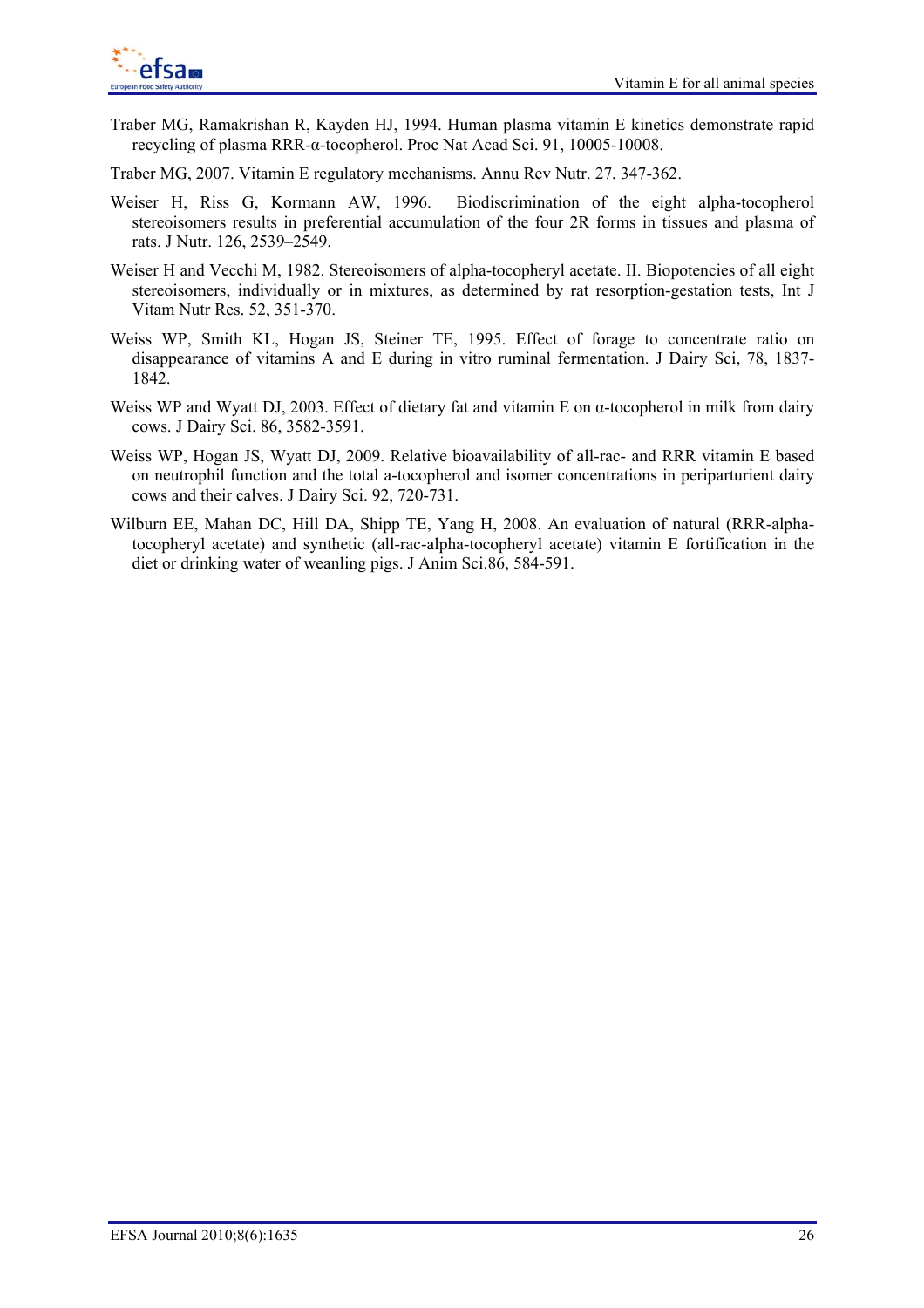Traber MG, Ramakrishan R, Kayden HJ, 1994. Human plasma vitamin E kinetics demonstrate rapid recycling of plasma RRR-α-tocopherol. Proc Nat Acad Sci. 91, 10005-10008.

Traber MG, 2007. Vitamin E regulatory mechanisms. Annu Rev Nutr. 27, 347-362.

Weiser H, Riss G, Kormann AW, 1996. Biodiscrimination of the eight alpha-tocopherol stereoisomers results in preferential accumulation of the four 2R forms in tissues and plasma of rats. J Nutr. 126, 2539–2549.

Weiser H and Vecchi M, 1982. Stereoisomers of alpha-tocopheryl acetate. II. Biopotencies of all eight stereoisomers, individually or in mixtures, as determined by rat resorption-gestation tests, Int J Vitam Nutr Res. 52, 351-370.

Weiss WP, Smith KL, Hogan JS, Steiner TE, 1995. Effect of forage to concentrate ratio on disappearance of vitamins A and E during in vitro ruminal fermentation. J Dairy Sci, 78, 1837-1842.

Weiss WP and Wyatt DJ, 2003. Effect of dietary fat and vitamin E on α-tocopherol in milk from dairy cows. J Dairy Sci. 86, 3582-3591.

Weiss WP, Hogan JS, Wyatt DJ, 2009. Relative bioavailability of all-rac- and RRR vitamin E based on neutrophil function and the total a-tocopherol and isomer concentrations in periparturient dairy cows and their calves. J Dairy Sci. 92, 720-731.

Wilburn EE, Mahan DC, Hill DA, Shipp TE, Yang H, 2008. An evaluation of natural (RRR-alpha-tocopheryl acetate) and synthetic (all-rac-alpha-tocopheryl acetate) vitamin E fortification in the diet or drinking water of weanling pigs. J Anim Sci.86, 584-591.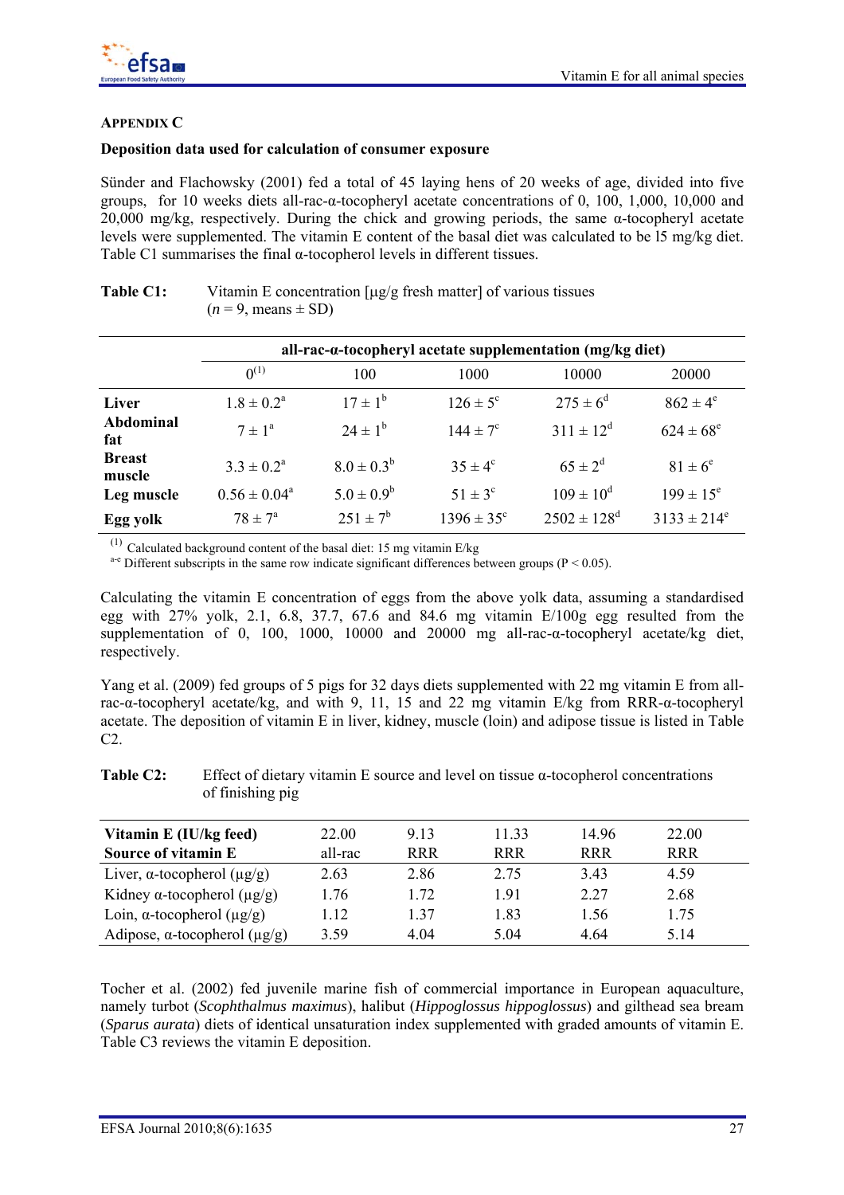## Appendix C

**Deposition data used for calculation of consumer exposure**

Sünder and Flachowsky (2001) fed a total of 45 laying hens of 20 weeks of age, divided into five groups, for 10 weeks diets all-rac-α-tocopheryl acetate concentrations of 0, 100, 1,000, 10,000 and 20,000 mg/kg, respectively. During the chick and growing periods, the same α-tocopheryl acetate levels were supplemented. The vitamin E content of the basal diet was calculated to be l5 mg/kg diet. Table C1 summarises the final α-tocopherol levels in different tissues.

**Table C1:** Vitamin E concentration [µg/g fresh matter] of various tissues ($n$ = 9, means ± SD)

| | all-rac-α-tocopheryl acetate supplementation (mg/kg diet) | | | | |
|---|---|---|---|---|---|
| | 0[(1)] | 100 | 1000 | 10000 | 20000 |
| **Liver** | $1.8 \pm 0.2^{a}$ | $17 \pm 1^{b}$ | $126 \pm 5^{c}$ | $275 \pm 6^{d}$ | $862 \pm 4^{e}$ |
| **Abdominal fat** | $7 \pm 1^{a}$ | $24 \pm 1^{b}$ | $144 \pm 7^{c}$ | $311 \pm 12^{d}$ | $624 \pm 68^{e}$ |
| **Breast muscle** | $3.3 \pm 0.2^{a}$ | $8.0 \pm 0.3^{b}$ | $35 \pm 4^{c}$ | $65 \pm 2^{d}$ | $81 \pm 6^{e}$ |
| **Leg muscle** | $0.56 \pm 0.04^{a}$ | $5.0 \pm 0.9^{b}$ | $51 \pm 3^{c}$ | $109 \pm 10^{d}$ | $199 \pm 15^{e}$ |
| **Egg yolk** | $78 \pm 7^{a}$ | $251 \pm 7^{b}$ | $1396 \pm 35^{c}$ | $2502 \pm 128^{d}$ | $3133 \pm 214^{e}$ |

[(1)] Calculated background content of the basal diet: 15 mg vitamin E/kg
[a-e] Different subscripts in the same row indicate significant differences between groups ($P < 0.05$).

Calculating the vitamin E concentration of eggs from the above yolk data, assuming a standardised egg with 27% yolk, 2.1, 6.8, 37.7, 67.6 and 84.6 mg vitamin E/100g egg resulted from the supplementation of 0, 100, 1000, 10000 and 20000 mg all-rac-α-tocopheryl acetate/kg diet, respectively.

Yang et al. (2009) fed groups of 5 pigs for 32 days diets supplemented with 22 mg vitamin E from all-rac-α-tocopheryl acetate/kg, and with 9, 11, 15 and 22 mg vitamin E/kg from RRR-α-tocopheryl acetate. The deposition of vitamin E in liver, kidney, muscle (loin) and adipose tissue is listed in Table C2.

**Table C2:** Effect of dietary vitamin E source and level on tissue α-tocopherol concentrations of finishing pig

| Vitamin E (IU/kg feed) | 22.00 | 9.13 | 11.33 | 14.96 | 22.00 |
|---|---|---|---|---|---|
| **Source of vitamin E** | all-rac | RRR | RRR | RRR | RRR |
| Liver, α-tocopherol (µg/g) | 2.63 | 2.86 | 2.75 | 3.43 | 4.59 |
| Kidney α-tocopherol (µg/g) | 1.76 | 1.72 | 1.91 | 2.27 | 2.68 |
| Loin, α-tocopherol (µg/g) | 1.12 | 1.37 | 1.83 | 1.56 | 1.75 |
| Adipose, α-tocopherol (µg/g) | 3.59 | 4.04 | 5.04 | 4.64 | 5.14 |

Tocher et al. (2002) fed juvenile marine fish of commercial importance in European aquaculture, namely turbot (*Scophthalmus maximus*), halibut (*Hippoglossus hippoglossus*) and gilthead sea bream (*Sparus aurata*) diets of identical unsaturation index supplemented with graded amounts of vitamin E. Table C3 reviews the vitamin E deposition.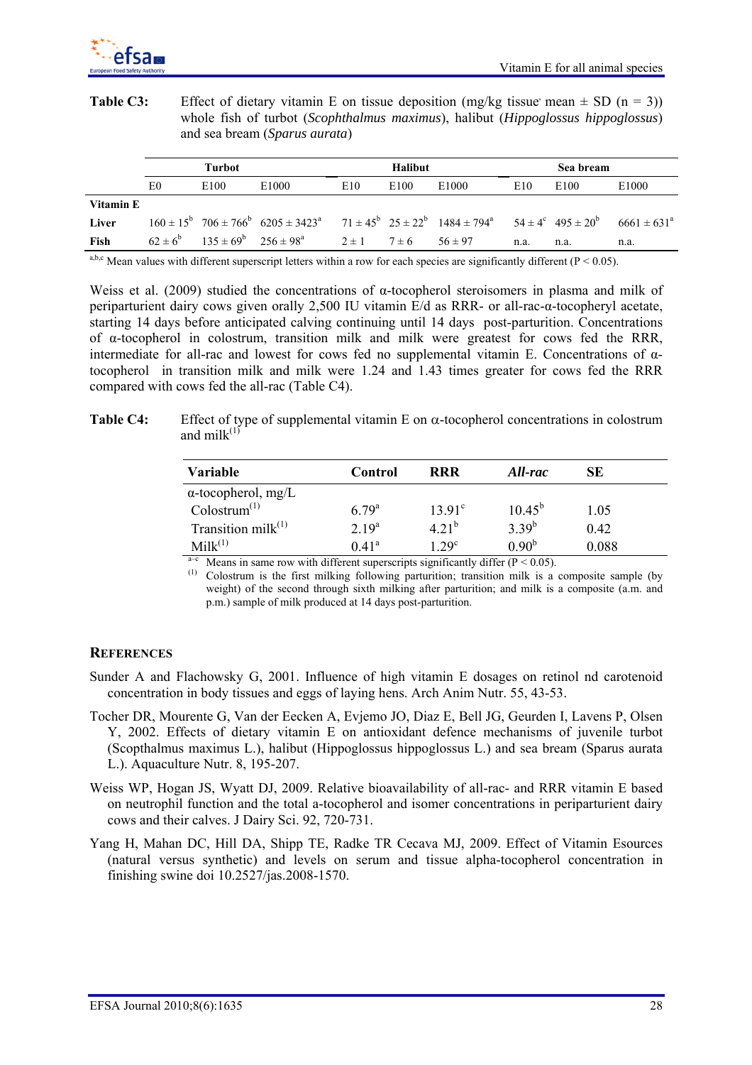**Table C3:** Effect of dietary vitamin E on tissue deposition (mg/kg tissue· mean ± SD (n = 3)) whole fish of turbot (*Scophthalmus maximus*), halibut (*Hippoglossus hippoglossus*) and sea bream (*Sparus aurata*)

| | Turbot | | | Halibut | | | Sea bream | | |
|---|---|---|---|---|---|---|---|---|---|
| | E0 | E100 | E1000 | E10 | E100 | E1000 | E10 | E100 | E1000 |
| **Vitamin E** | | | | | | | | | |
| **Liver** | 160 ± 15[b] | 706 ± 766[b] | 6205 ± 3423[a] | 71 ± 45[b] | 25 ± 22[b] | 1484 ± 794[a] | 54 ± 4[c] | 495 ± 20[b] | 6661 ± 631[a] |
| **Fish** | 62 ± 6[b] | 135 ± 69[b] | 256 ± 98[a] | 2 ± 1 | 7 ± 6 | 56 ± 97 | n.a. | n.a. | n.a. |

[a,b,c] Mean values with different superscript letters within a row for each species are significantly different (P < 0.05).

Weiss et al. (2009) studied the concentrations of α-tocopherol steroisomers in plasma and milk of periparturient dairy cows given orally 2,500 IU vitamin E/d as RRR- or all-rac-α-tocopheryl acetate, starting 14 days before anticipated calving continuing until 14 days post-parturition. Concentrations of α-tocopherol in colostrum, transition milk and milk were greatest for cows fed the RRR, intermediate for all-rac and lowest for cows fed no supplemental vitamin E. Concentrations of α-tocopherol in transition milk and milk were 1.24 and 1.43 times greater for cows fed the RRR compared with cows fed the all-rac (Table C4).

**Table C4:** Effect of type of supplemental vitamin E on α-tocopherol concentrations in colostrum and milk[(1)]

| Variable | Control | RRR | *All-rac* | SE |
|---|---|---|---|---|
| α-tocopherol, mg/L | | | | |
| Colostrum[(1)] | 6.79[a] | 13.91[c] | 10.45[b] | 1.05 |
| Transition milk[(1)] | 2.19[a] | 4.21[b] | 3.39[b] | 0.42 |
| Milk[(1)] | 0.41[a] | 1.29[c] | 0.90[b] | 0.088 |

[a–c] Means in same row with different superscripts significantly differ (P < 0.05).

[(1)] Colostrum is the first milking following parturition; transition milk is a composite sample (by weight) of the second through sixth milking after parturition; and milk is a composite (a.m. and p.m.) sample of milk produced at 14 days post-parturition.

## REFERENCES

Sunder A and Flachowsky G, 2001. Influence of high vitamin E dosages on retinol nd carotenoid concentration in body tissues and eggs of laying hens. Arch Anim Nutr. 55, 43-53.

Tocher DR, Mourente G, Van der Eecken A, Evjemo JO, Diaz E, Bell JG, Geurden I, Lavens P, Olsen Y, 2002. Effects of dietary vitamin E on antioxidant defence mechanisms of juvenile turbot (Scopthalmus maximus L.), halibut (Hippoglossus hippoglossus L.) and sea bream (Sparus aurata L.). Aquaculture Nutr. 8, 195-207.

Weiss WP, Hogan JS, Wyatt DJ, 2009. Relative bioavailability of all-rac- and RRR vitamin E based on neutrophil function and the total a-tocopherol and isomer concentrations in periparturient dairy cows and their calves. J Dairy Sci. 92, 720-731.

Yang H, Mahan DC, Hill DA, Shipp TE, Radke TR Cecava MJ, 2009. Effect of Vitamin Esources (natural versus synthetic) and levels on serum and tissue alpha-tocopherol concentration in finishing swine doi 10.2527/jas.2008-1570.